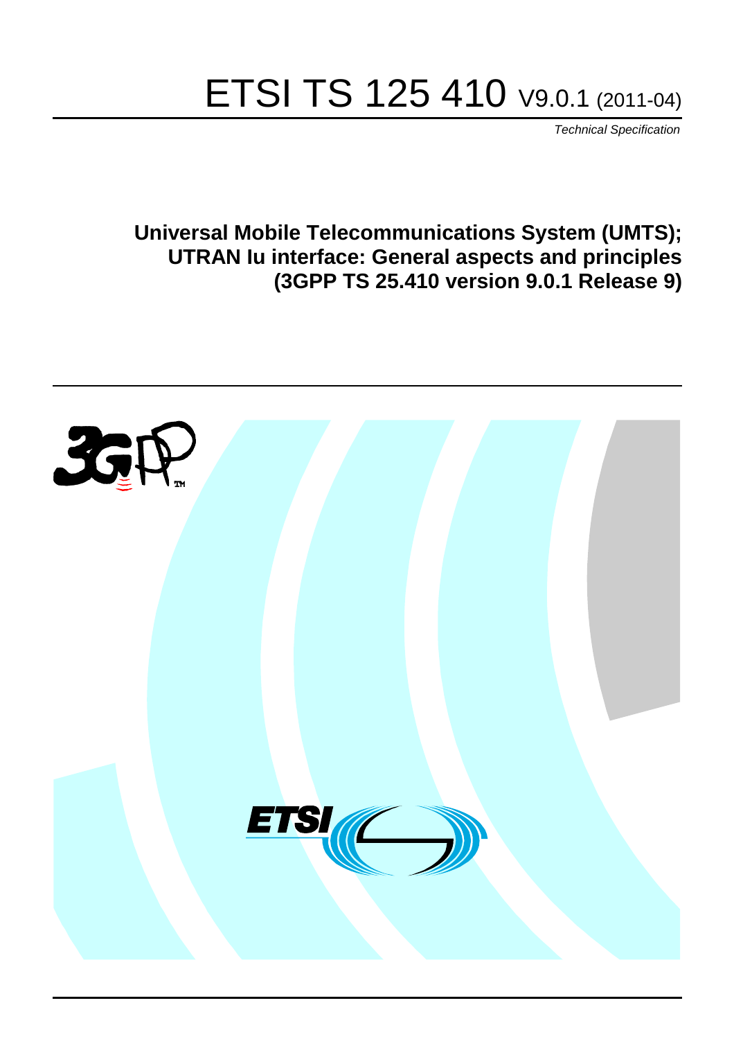# ETSI TS 125 410 V9.0.1 (2011-04)

*Technical Specification*

**Universal Mobile Telecommunications System (UMTS); UTRAN Iu interface: General aspects and principles (3GPP TS 25.410 version 9.0.1 Release 9)**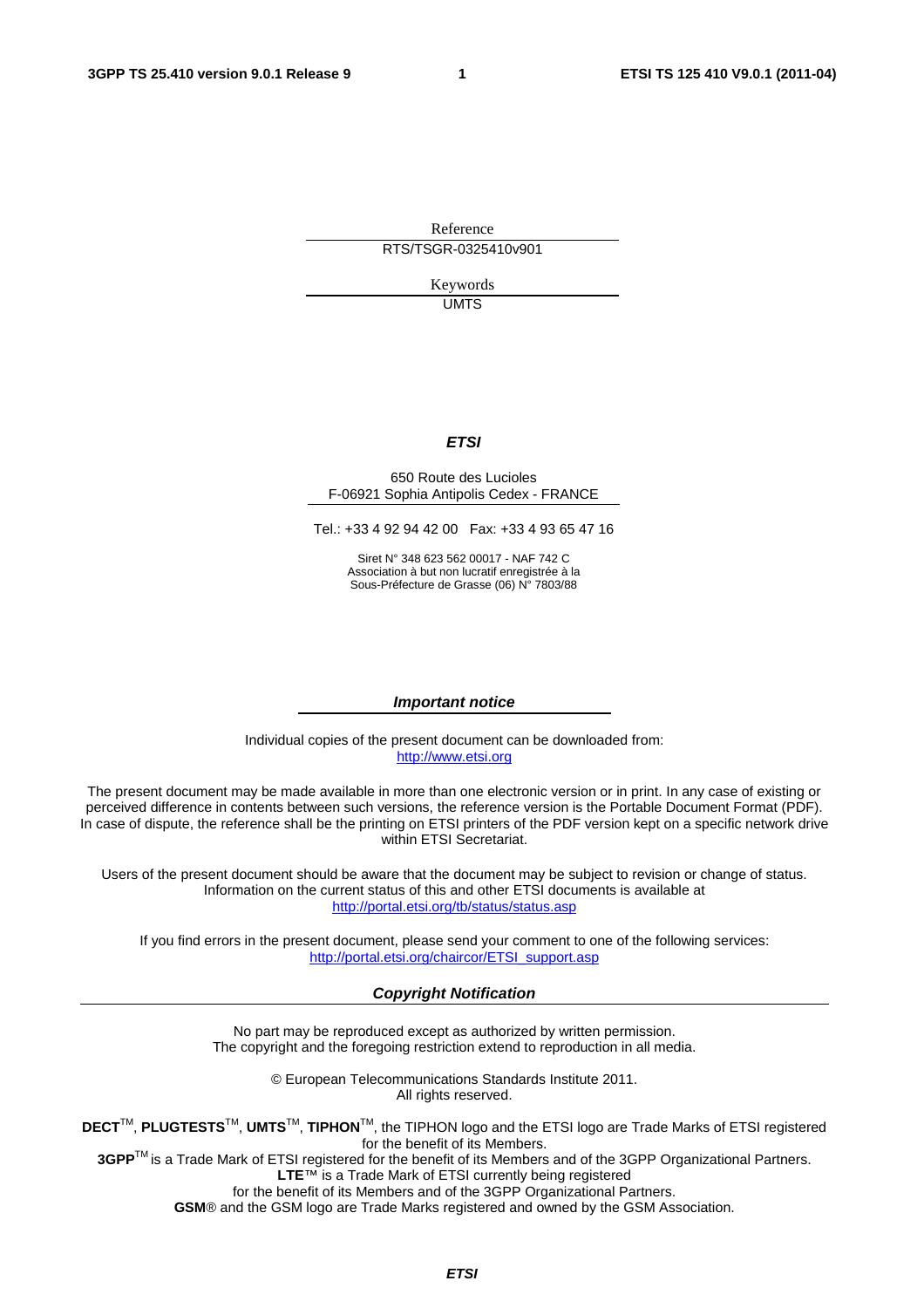Reference

RTS/TSGR-0325410v901

Keywords

UMTS

***ETSI***

650 Route des Lucioles
F-06921 Sophia Antipolis Cedex - FRANCE

Tel.: +33 4 92 94 42 00 Fax: +33 4 93 65 47 16

Siret N° 348 623 562 00017 - NAF 742 C
Association à but non lucratif enregistrée à la
Sous-Préfecture de Grasse (06) N° 7803/88

***Important notice***

Individual copies of the present document can be downloaded from:
http://www.etsi.org

The present document may be made available in more than one electronic version or in print. In any case of existing or perceived difference in contents between such versions, the reference version is the Portable Document Format (PDF). In case of dispute, the reference shall be the printing on ETSI printers of the PDF version kept on a specific network drive within ETSI Secretariat.

Users of the present document should be aware that the document may be subject to revision or change of status. Information on the current status of this and other ETSI documents is available at
http://portal.etsi.org/tb/status/status.asp

If you find errors in the present document, please send your comment to one of the following services:
http://portal.etsi.org/chaircor/ETSI_support.asp

***Copyright Notification***

No part may be reproduced except as authorized by written permission.
The copyright and the foregoing restriction extend to reproduction in all media.

© European Telecommunications Standards Institute 2011.
All rights reserved.

**DECT**™, **PLUGTESTS**™, **UMTS**™, **TIPHON**™, the TIPHON logo and the ETSI logo are Trade Marks of ETSI registered for the benefit of its Members.
**3GPP**™ is a Trade Mark of ETSI registered for the benefit of its Members and of the 3GPP Organizational Partners.
**LTE**™ is a Trade Mark of ETSI currently being registered
for the benefit of its Members and of the 3GPP Organizational Partners.
**GSM**® and the GSM logo are Trade Marks registered and owned by the GSM Association.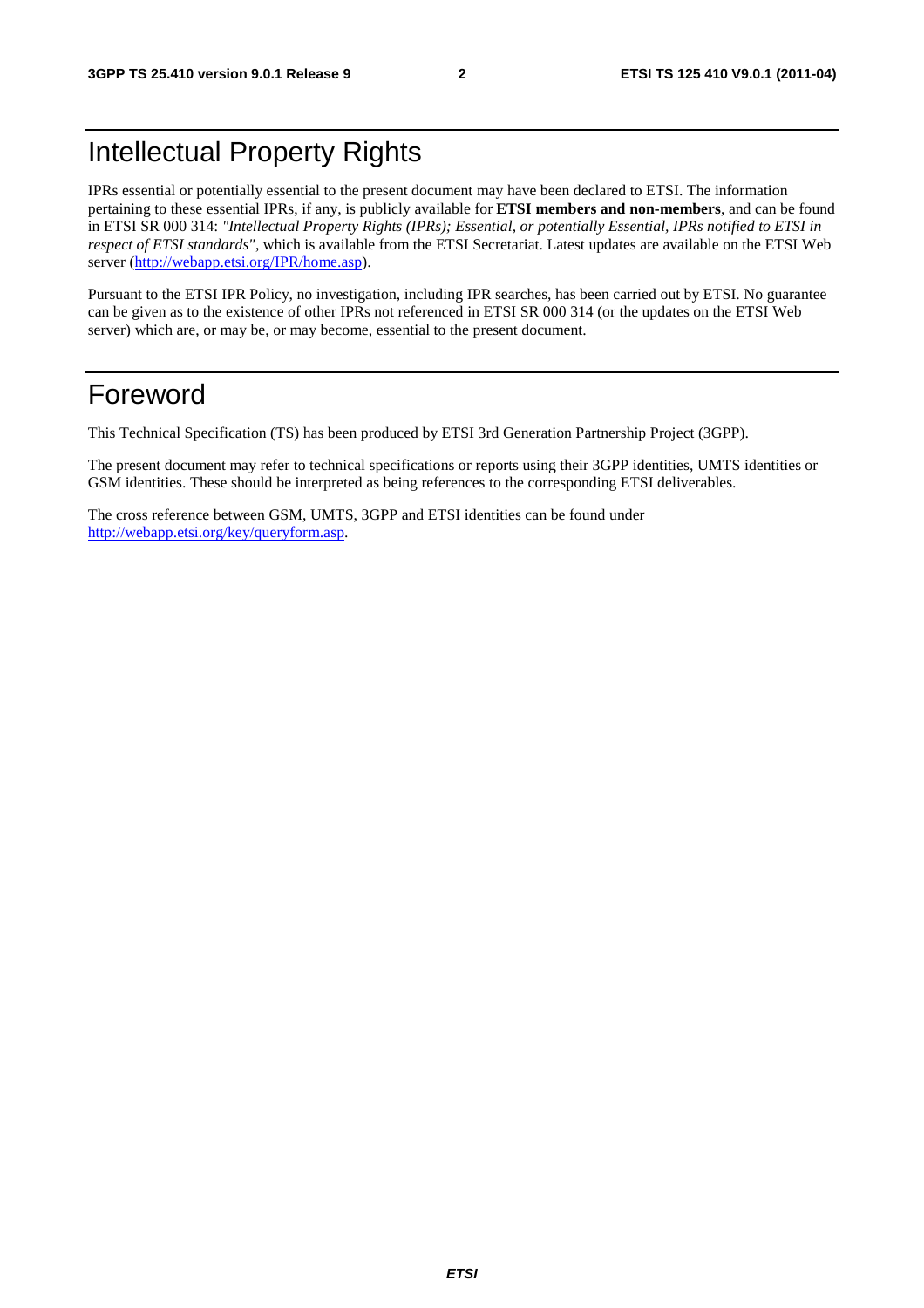# Intellectual Property Rights

IPRs essential or potentially essential to the present document may have been declared to ETSI. The information pertaining to these essential IPRs, if any, is publicly available for **ETSI members and non-members**, and can be found in ETSI SR 000 314: *"Intellectual Property Rights (IPRs); Essential, or potentially Essential, IPRs notified to ETSI in respect of ETSI standards"*, which is available from the ETSI Secretariat. Latest updates are available on the ETSI Web server (http://webapp.etsi.org/IPR/home.asp).

Pursuant to the ETSI IPR Policy, no investigation, including IPR searches, has been carried out by ETSI. No guarantee can be given as to the existence of other IPRs not referenced in ETSI SR 000 314 (or the updates on the ETSI Web server) which are, or may be, or may become, essential to the present document.

# Foreword

This Technical Specification (TS) has been produced by ETSI 3rd Generation Partnership Project (3GPP).

The present document may refer to technical specifications or reports using their 3GPP identities, UMTS identities or GSM identities. These should be interpreted as being references to the corresponding ETSI deliverables.

The cross reference between GSM, UMTS, 3GPP and ETSI identities can be found under http://webapp.etsi.org/key/queryform.asp.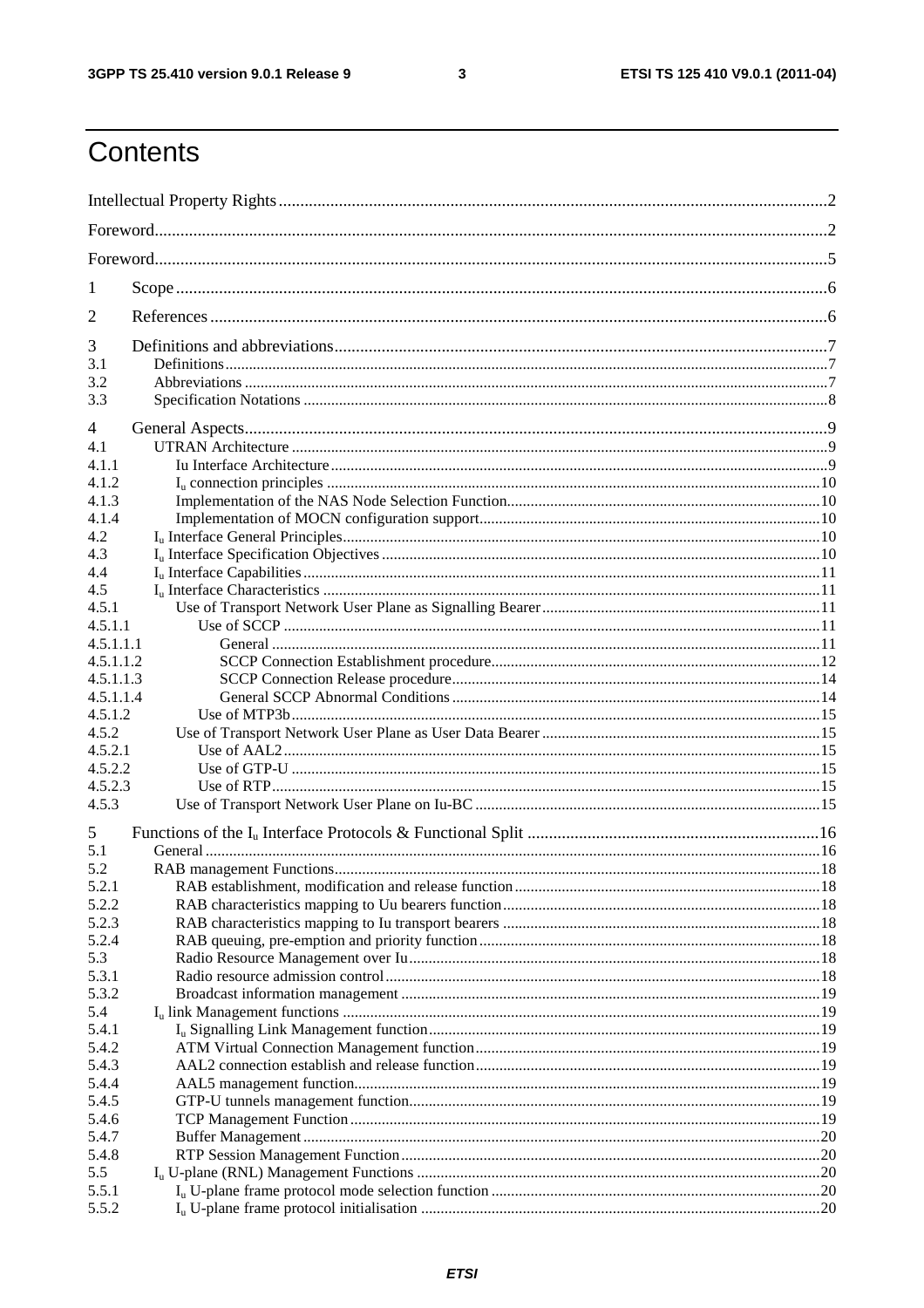# Contents

Intellectual Property Rights ..... 2

Foreword ..... 2

Foreword ..... 5

1 Scope ..... 6

2 References ..... 6

3 Definitions and abbreviations ..... 7
3.1 Definitions ..... 7
3.2 Abbreviations ..... 7
3.3 Specification Notations ..... 8

4 General Aspects ..... 9
4.1 UTRAN Architecture ..... 9
4.1.1 Iu Interface Architecture ..... 9
4.1.2 $I_u$ connection principles ..... 10
4.1.3 Implementation of the NAS Node Selection Function ..... 10
4.1.4 Implementation of MOCN configuration support ..... 10
4.2 $I_u$ Interface General Principles ..... 10
4.3 $I_u$ Interface Specification Objectives ..... 10
4.4 $I_u$ Interface Capabilities ..... 11
4.5 $I_u$ Interface Characteristics ..... 11
4.5.1 Use of Transport Network User Plane as Signalling Bearer ..... 11
4.5.1.1 Use of SCCP ..... 11
4.5.1.1.1 General ..... 11
4.5.1.1.2 SCCP Connection Establishment procedure ..... 12
4.5.1.1.3 SCCP Connection Release procedure ..... 14
4.5.1.1.4 General SCCP Abnormal Conditions ..... 14
4.5.1.2 Use of MTP3b ..... 15
4.5.2 Use of Transport Network User Plane as User Data Bearer ..... 15
4.5.2.1 Use of AAL2 ..... 15
4.5.2.2 Use of GTP-U ..... 15
4.5.2.3 Use of RTP ..... 15
4.5.3 Use of Transport Network User Plane on Iu-BC ..... 15

5 Functions of the $I_u$ Interface Protocols & Functional Split ..... 16
5.1 General ..... 16
5.2 RAB management Functions ..... 18
5.2.1 RAB establishment, modification and release function ..... 18
5.2.2 RAB characteristics mapping to Uu bearers function ..... 18
5.2.3 RAB characteristics mapping to Iu transport bearers ..... 18
5.2.4 RAB queuing, pre-emption and priority function ..... 18
5.3 Radio Resource Management over Iu ..... 18
5.3.1 Radio resource admission control ..... 18
5.3.2 Broadcast information management ..... 19
5.4 $I_u$ link Management functions ..... 19
5.4.1 $I_u$ Signalling Link Management function ..... 19
5.4.2 ATM Virtual Connection Management function ..... 19
5.4.3 AAL2 connection establish and release function ..... 19
5.4.4 AAL5 management function ..... 19
5.4.5 GTP-U tunnels management function ..... 19
5.4.6 TCP Management Function ..... 19
5.4.7 Buffer Management ..... 20
5.4.8 RTP Session Management Function ..... 20
5.5 $I_u$ U-plane (RNL) Management Functions ..... 20
5.5.1 $I_u$ U-plane frame protocol mode selection function ..... 20
5.5.2 $I_u$ U-plane frame protocol initialisation ..... 20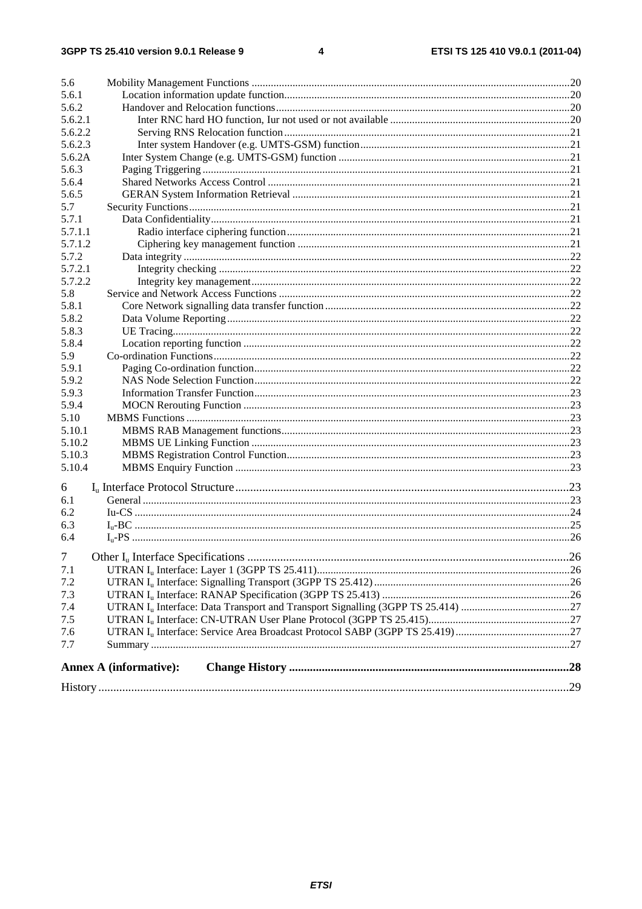5.6 Mobility Management Functions ....................................................................................................................20
5.6.1 Location information update function........................................................................................................20
5.6.2 Handover and Relocation functions...........................................................................................................20
5.6.2.1 Inter RNC hard HO function, Iur not used or not available .................................................................20
5.6.2.2 Serving RNS Relocation function........................................................................................................21
5.6.2.3 Inter system Handover (e.g. UMTS-GSM) function............................................................................21
5.6.2A Inter System Change (e.g. UMTS-GSM) function ....................................................................................21
5.6.3 Paging Triggering ......................................................................................................................................21
5.6.4 Shared Networks Access Control ..............................................................................................................21
5.6.5 GERAN System Information Retrieval .....................................................................................................21
5.7 Security Functions...........................................................................................................................................21
5.7.1 Data Confidentiality...................................................................................................................................21
5.7.1.1 Radio interface ciphering function.......................................................................................................21
5.7.1.2 Ciphering key management function ...................................................................................................21
5.7.2 Data integrity .............................................................................................................................................22
5.7.2.1 Integrity checking ................................................................................................................................22
5.7.2.2 Integrity key management....................................................................................................................22
5.8 Service and Network Access Functions ..........................................................................................................22
5.8.1 Core Network signalling data transfer function .........................................................................................22
5.8.2 Data Volume Reporting .............................................................................................................................22
5.8.3 UE Tracing.................................................................................................................................................22
5.8.4 Location reporting function .......................................................................................................................22
5.9 Co-ordination Functions..................................................................................................................................22
5.9.1 Paging Co-ordination function...................................................................................................................22
5.9.2 NAS Node Selection Function...................................................................................................................22
5.9.3 Information Transfer Function...................................................................................................................23
5.9.4 MOCN Rerouting Function .......................................................................................................................23
5.10 MBMS Functions ............................................................................................................................................23
5.10.1 MBMS RAB Management functions.........................................................................................................23
5.10.2 MBMS UE Linking Function ....................................................................................................................23
5.10.3 MBMS Registration Control Function.......................................................................................................23
5.10.4 MBMS Enquiry Function ..........................................................................................................................23

6 $I_u$ Interface Protocol Structure ...............................................................................................................23
6.1 General ............................................................................................................................................................23
6.2 Iu-CS ...............................................................................................................................................................24
6.3 $I_u$-BC ..............................................................................................................................................................25
6.4 $I_u$-PS ...............................................................................................................................................................26

7 Other $I_u$ Interface Specifications ............................................................................................................26
7.1 UTRAN $I_u$ Interface: Layer 1 (3GPP TS 25.411).............................................................................................26
7.2 UTRAN $I_u$ Interface: Signalling Transport (3GPP TS 25.412) ........................................................................26
7.3 UTRAN $I_u$ Interface: RANAP Specification (3GPP TS 25.413) ....................................................................26
7.4 UTRAN $I_u$ Interface: Data Transport and Transport Signalling (3GPP TS 25.414) ........................................27
7.5 UTRAN $I_u$ Interface: CN-UTRAN User Plane Protocol (3GPP TS 25.415)...................................................27
7.6 UTRAN $I_u$ Interface: Service Area Broadcast Protocol SABP (3GPP TS 25.419) ..........................................27
7.7 Summary .........................................................................................................................................................27

**Annex A (informative): Change History .............................................................................................28**

History ............................................................................................................................................................29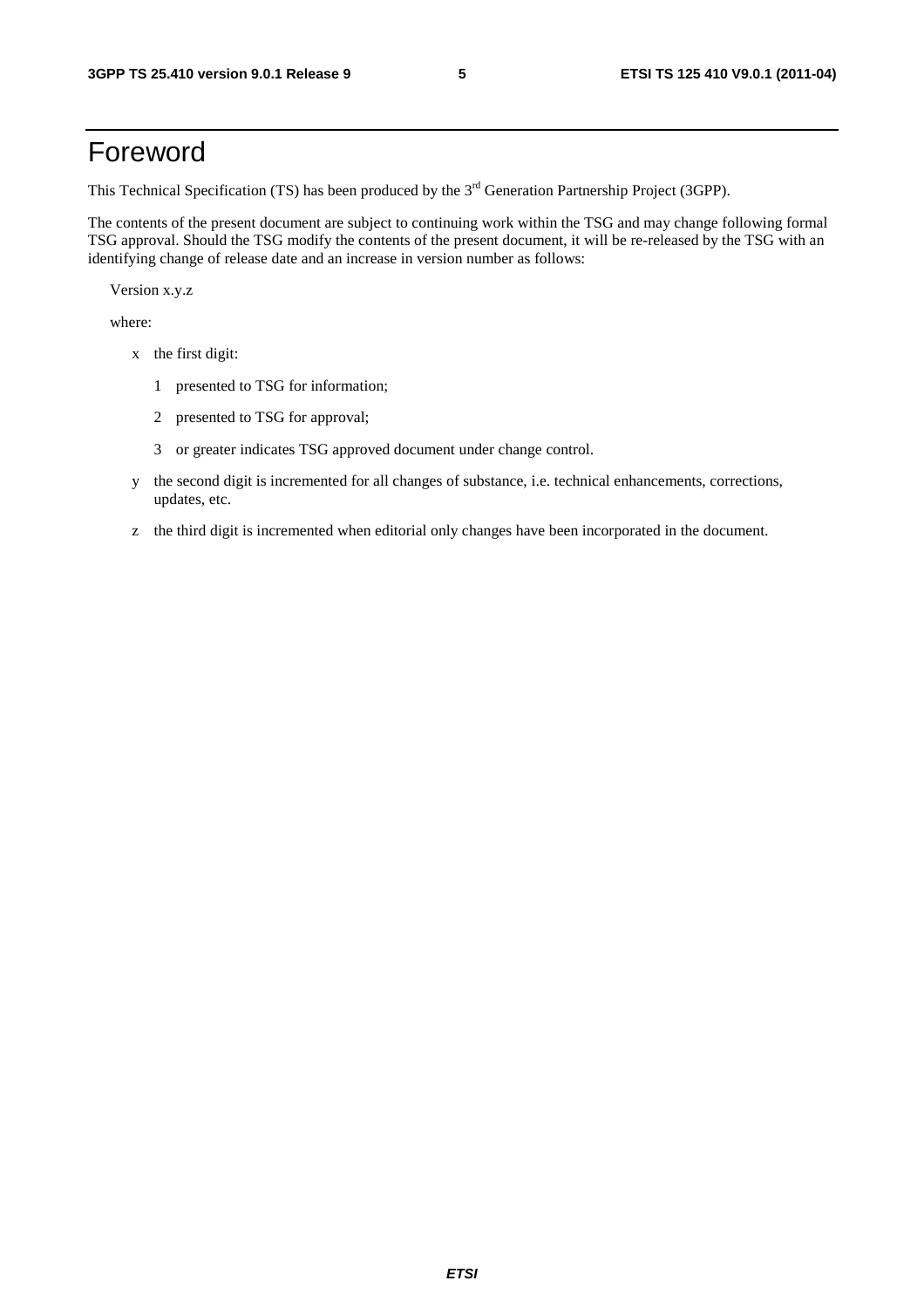# Foreword

This Technical Specification (TS) has been produced by the 3rd Generation Partnership Project (3GPP).

The contents of the present document are subject to continuing work within the TSG and may change following formal TSG approval. Should the TSG modify the contents of the present document, it will be re-released by the TSG with an identifying change of release date and an increase in version number as follows:

Version x.y.z

where:

- x the first digit:
  - 1 presented to TSG for information;
  - 2 presented to TSG for approval;
  - 3 or greater indicates TSG approved document under change control.
- y the second digit is incremented for all changes of substance, i.e. technical enhancements, corrections, updates, etc.
- z the third digit is incremented when editorial only changes have been incorporated in the document.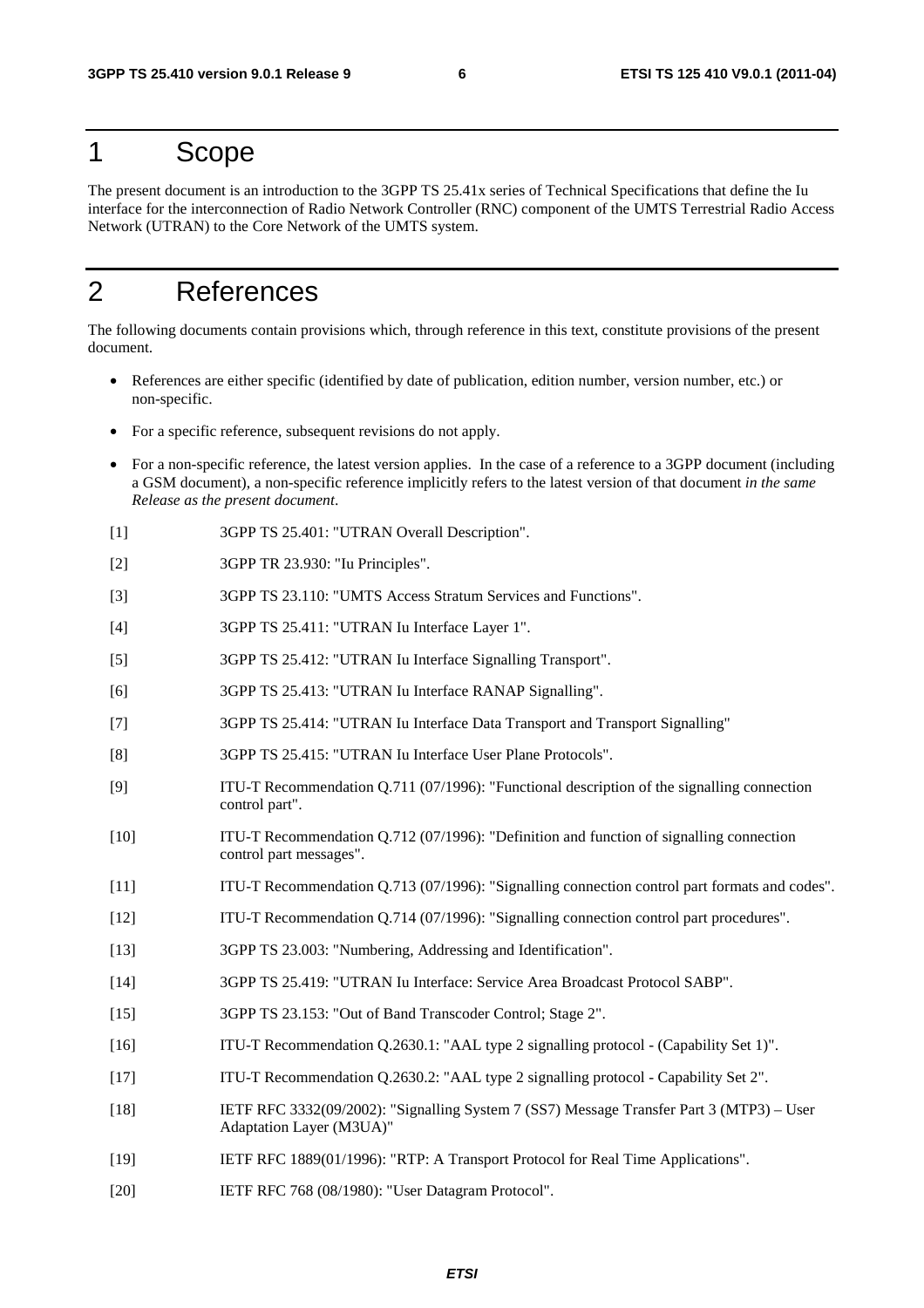# 1 Scope

The present document is an introduction to the 3GPP TS 25.41x series of Technical Specifications that define the Iu interface for the interconnection of Radio Network Controller (RNC) component of the UMTS Terrestrial Radio Access Network (UTRAN) to the Core Network of the UMTS system.

# 2 References

The following documents contain provisions which, through reference in this text, constitute provisions of the present document.

- References are either specific (identified by date of publication, edition number, version number, etc.) or non-specific.
- For a specific reference, subsequent revisions do not apply.
- For a non-specific reference, the latest version applies. In the case of a reference to a 3GPP document (including a GSM document), a non-specific reference implicitly refers to the latest version of that document *in the same Release as the present document*.

[1] 3GPP TS 25.401: "UTRAN Overall Description".

[2] 3GPP TR 23.930: "Iu Principles".

[3] 3GPP TS 23.110: "UMTS Access Stratum Services and Functions".

[4] 3GPP TS 25.411: "UTRAN Iu Interface Layer 1".

[5] 3GPP TS 25.412: "UTRAN Iu Interface Signalling Transport".

[6] 3GPP TS 25.413: "UTRAN Iu Interface RANAP Signalling".

[7] 3GPP TS 25.414: "UTRAN Iu Interface Data Transport and Transport Signalling"

[8] 3GPP TS 25.415: "UTRAN Iu Interface User Plane Protocols".

[9] ITU-T Recommendation Q.711 (07/1996): "Functional description of the signalling connection control part".

[10] ITU-T Recommendation Q.712 (07/1996): "Definition and function of signalling connection control part messages".

[11] ITU-T Recommendation Q.713 (07/1996): "Signalling connection control part formats and codes".

[12] ITU-T Recommendation Q.714 (07/1996): "Signalling connection control part procedures".

[13] 3GPP TS 23.003: "Numbering, Addressing and Identification".

[14] 3GPP TS 25.419: "UTRAN Iu Interface: Service Area Broadcast Protocol SABP".

[15] 3GPP TS 23.153: "Out of Band Transcoder Control; Stage 2".

[16] ITU-T Recommendation Q.2630.1: "AAL type 2 signalling protocol - (Capability Set 1)".

[17] ITU-T Recommendation Q.2630.2: "AAL type 2 signalling protocol - Capability Set 2".

[18] IETF RFC 3332(09/2002): "Signalling System 7 (SS7) Message Transfer Part 3 (MTP3) – User Adaptation Layer (M3UA)"

[19] IETF RFC 1889(01/1996): "RTP: A Transport Protocol for Real Time Applications".

[20] IETF RFC 768 (08/1980): "User Datagram Protocol".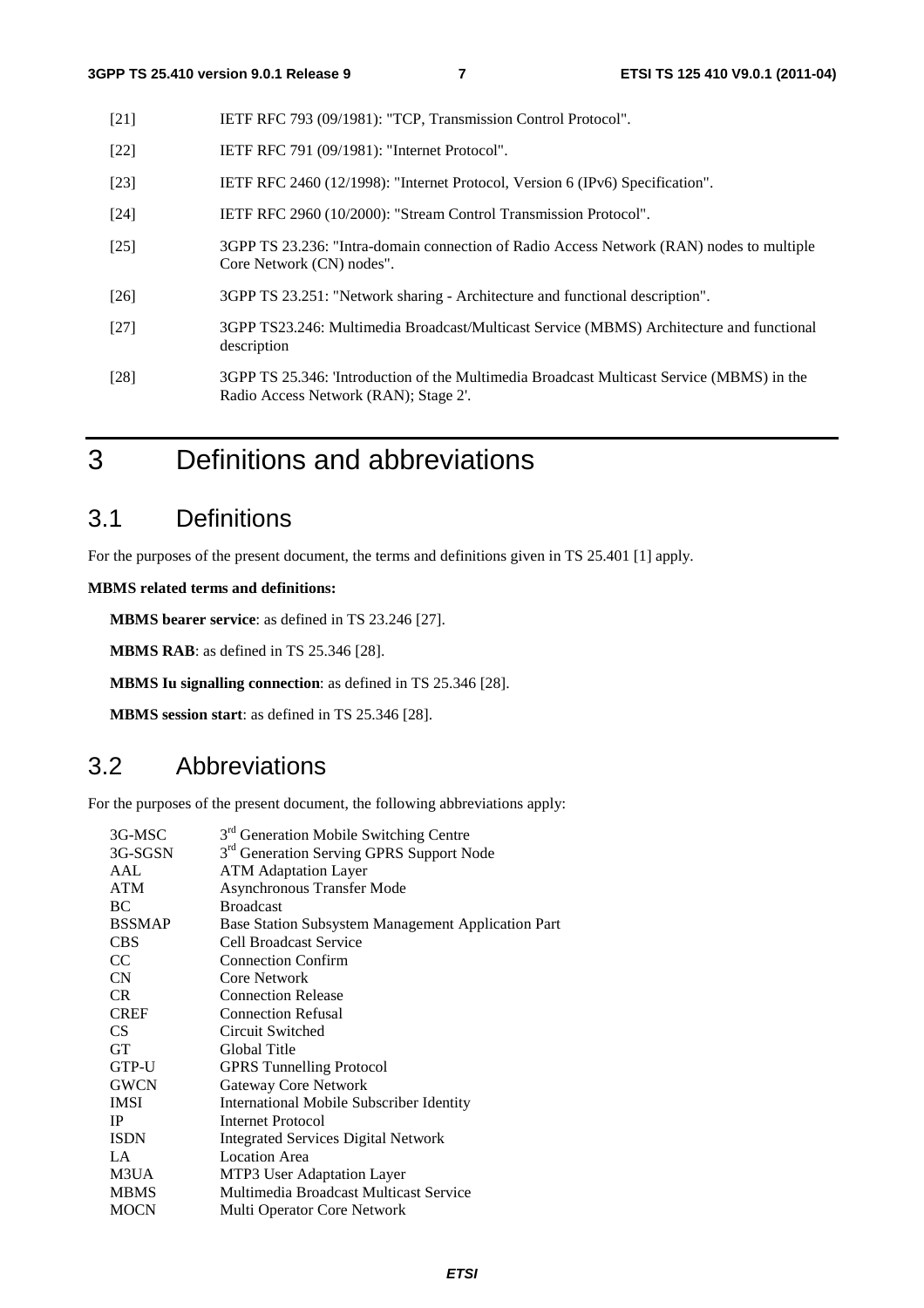[21] IETF RFC 793 (09/1981): "TCP, Transmission Control Protocol".

[22] IETF RFC 791 (09/1981): "Internet Protocol".

[23] IETF RFC 2460 (12/1998): "Internet Protocol, Version 6 (IPv6) Specification".

[24] IETF RFC 2960 (10/2000): "Stream Control Transmission Protocol".

[25] 3GPP TS 23.236: "Intra-domain connection of Radio Access Network (RAN) nodes to multiple Core Network (CN) nodes".

[26] 3GPP TS 23.251: "Network sharing - Architecture and functional description".

[27] 3GPP TS23.246: Multimedia Broadcast/Multicast Service (MBMS) Architecture and functional description

[28] 3GPP TS 25.346: 'Introduction of the Multimedia Broadcast Multicast Service (MBMS) in the Radio Access Network (RAN); Stage 2'.

# 3 Definitions and abbreviations

## 3.1 Definitions

For the purposes of the present document, the terms and definitions given in TS 25.401 [1] apply.

**MBMS related terms and definitions:**

**MBMS bearer service**: as defined in TS 23.246 [27].

**MBMS RAB**: as defined in TS 25.346 [28].

**MBMS Iu signalling connection**: as defined in TS 25.346 [28].

**MBMS session start**: as defined in TS 25.346 [28].

## 3.2 Abbreviations

For the purposes of the present document, the following abbreviations apply:

| | |
|---|---|
| 3G-MSC | 3rd Generation Mobile Switching Centre |
| 3G-SGSN | 3rd Generation Serving GPRS Support Node |
| AAL | ATM Adaptation Layer |
| ATM | Asynchronous Transfer Mode |
| BC | Broadcast |
| BSSMAP | Base Station Subsystem Management Application Part |
| CBS | Cell Broadcast Service |
| CC | Connection Confirm |
| CN | Core Network |
| CR | Connection Release |
| CREF | Connection Refusal |
| CS | Circuit Switched |
| GT | Global Title |
| GTP-U | GPRS Tunnelling Protocol |
| GWCN | Gateway Core Network |
| IMSI | International Mobile Subscriber Identity |
| IP | Internet Protocol |
| ISDN | Integrated Services Digital Network |
| LA | Location Area |
| M3UA | MTP3 User Adaptation Layer |
| MBMS | Multimedia Broadcast Multicast Service |
| MOCN | Multi Operator Core Network |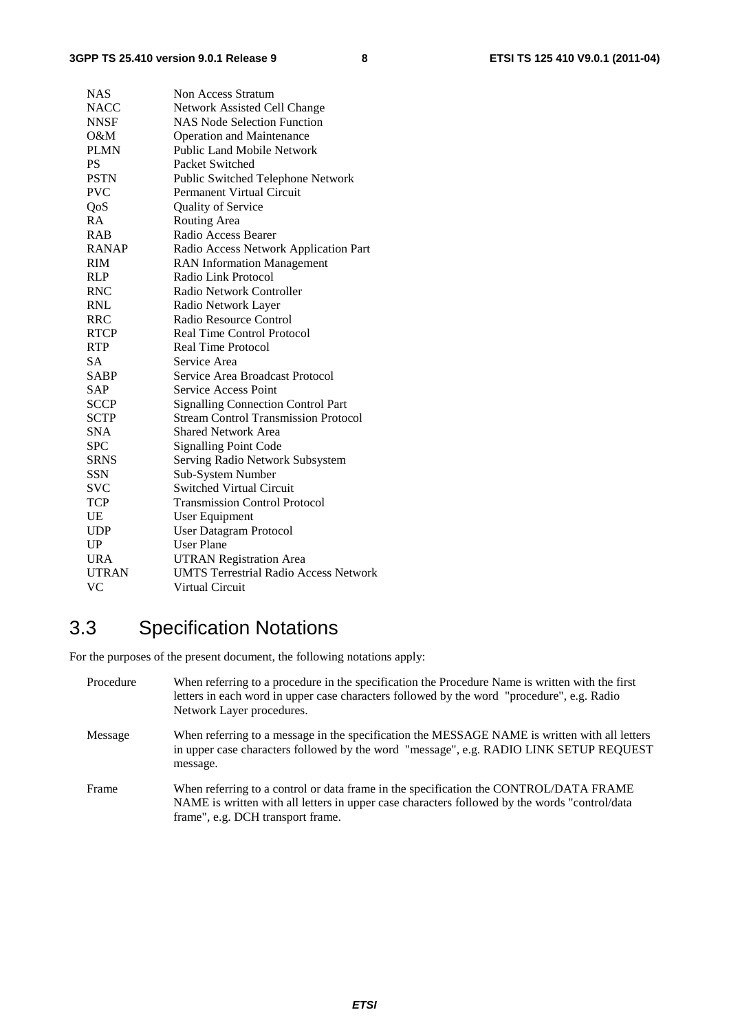| | |
|---|---|
| NAS | Non Access Stratum |
| NACC | Network Assisted Cell Change |
| NNSF | NAS Node Selection Function |
| O&M | Operation and Maintenance |
| PLMN | Public Land Mobile Network |
| PS | Packet Switched |
| PSTN | Public Switched Telephone Network |
| PVC | Permanent Virtual Circuit |
| QoS | Quality of Service |
| RA | Routing Area |
| RAB | Radio Access Bearer |
| RANAP | Radio Access Network Application Part |
| RIM | RAN Information Management |
| RLP | Radio Link Protocol |
| RNC | Radio Network Controller |
| RNL | Radio Network Layer |
| RRC | Radio Resource Control |
| RTCP | Real Time Control Protocol |
| RTP | Real Time Protocol |
| SA | Service Area |
| SABP | Service Area Broadcast Protocol |
| SAP | Service Access Point |
| SCCP | Signalling Connection Control Part |
| SCTP | Stream Control Transmission Protocol |
| SNA | Shared Network Area |
| SPC | Signalling Point Code |
| SRNS | Serving Radio Network Subsystem |
| SSN | Sub-System Number |
| SVC | Switched Virtual Circuit |
| TCP | Transmission Control Protocol |
| UE | User Equipment |
| UDP | User Datagram Protocol |
| UP | User Plane |
| URA | UTRAN Registration Area |
| UTRAN | UMTS Terrestrial Radio Access Network |
| VC | Virtual Circuit |

## 3.3 Specification Notations

For the purposes of the present document, the following notations apply:

Procedure — When referring to a procedure in the specification the Procedure Name is written with the first letters in each word in upper case characters followed by the word "procedure", e.g. Radio Network Layer procedures.

Message — When referring to a message in the specification the MESSAGE NAME is written with all letters in upper case characters followed by the word "message", e.g. RADIO LINK SETUP REQUEST message.

Frame — When referring to a control or data frame in the specification the CONTROL/DATA FRAME NAME is written with all letters in upper case characters followed by the words "control/data frame", e.g. DCH transport frame.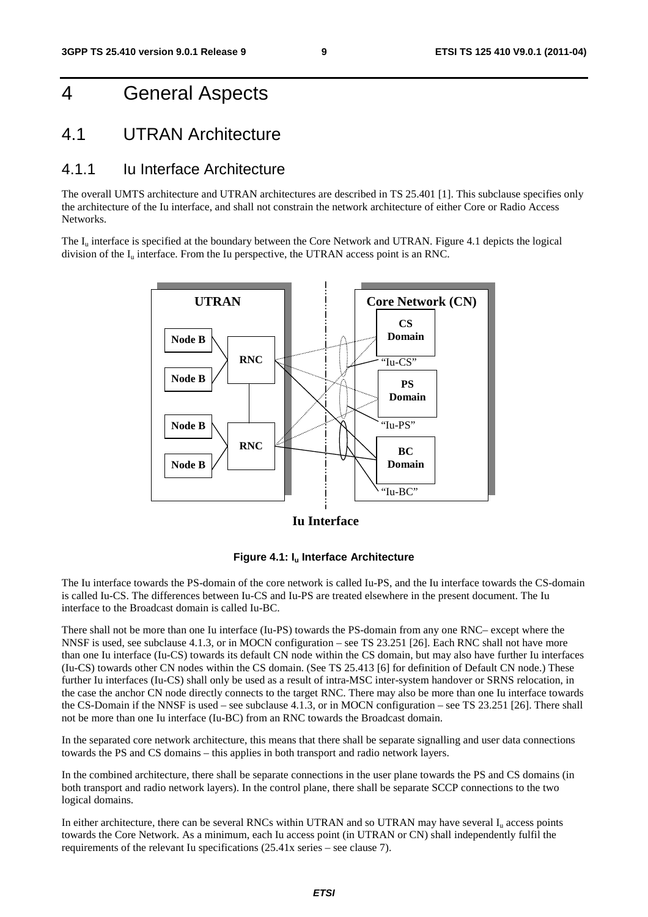# 4 General Aspects

## 4.1 UTRAN Architecture

### 4.1.1 Iu Interface Architecture

The overall UMTS architecture and UTRAN architectures are described in TS 25.401 [1]. This subclause specifies only the architecture of the Iu interface, and shall not constrain the network architecture of either Core or Radio Access Networks.

The $I_u$ interface is specified at the boundary between the Core Network and UTRAN. Figure 4.1 depicts the logical division of the $I_u$ interface. From the Iu perspective, the UTRAN access point is an RNC.

**Figure 4.1: $I_u$ Interface Architecture**

The Iu interface towards the PS-domain of the core network is called Iu-PS, and the Iu interface towards the CS-domain is called Iu-CS. The differences between Iu-CS and Iu-PS are treated elsewhere in the present document. The Iu interface to the Broadcast domain is called Iu-BC.

There shall not be more than one Iu interface (Iu-PS) towards the PS-domain from any one RNC– except where the NNSF is used, see subclause 4.1.3, or in MOCN configuration – see TS 23.251 [26]. Each RNC shall not have more than one Iu interface (Iu-CS) towards its default CN node within the CS domain, but may also have further Iu interfaces (Iu-CS) towards other CN nodes within the CS domain. (See TS 25.413 [6] for definition of Default CN node.) These further Iu interfaces (Iu-CS) shall only be used as a result of intra-MSC inter-system handover or SRNS relocation, in the case the anchor CN node directly connects to the target RNC. There may also be more than one Iu interface towards the CS-Domain if the NNSF is used – see subclause 4.1.3, or in MOCN configuration – see TS 23.251 [26]. There shall not be more than one Iu interface (Iu-BC) from an RNC towards the Broadcast domain.

In the separated core network architecture, this means that there shall be separate signalling and user data connections towards the PS and CS domains – this applies in both transport and radio network layers.

In the combined architecture, there shall be separate connections in the user plane towards the PS and CS domains (in both transport and radio network layers). In the control plane, there shall be separate SCCP connections to the two logical domains.

In either architecture, there can be several RNCs within UTRAN and so UTRAN may have several $I_u$ access points towards the Core Network. As a minimum, each Iu access point (in UTRAN or CN) shall independently fulfil the requirements of the relevant Iu specifications (25.41x series – see clause 7).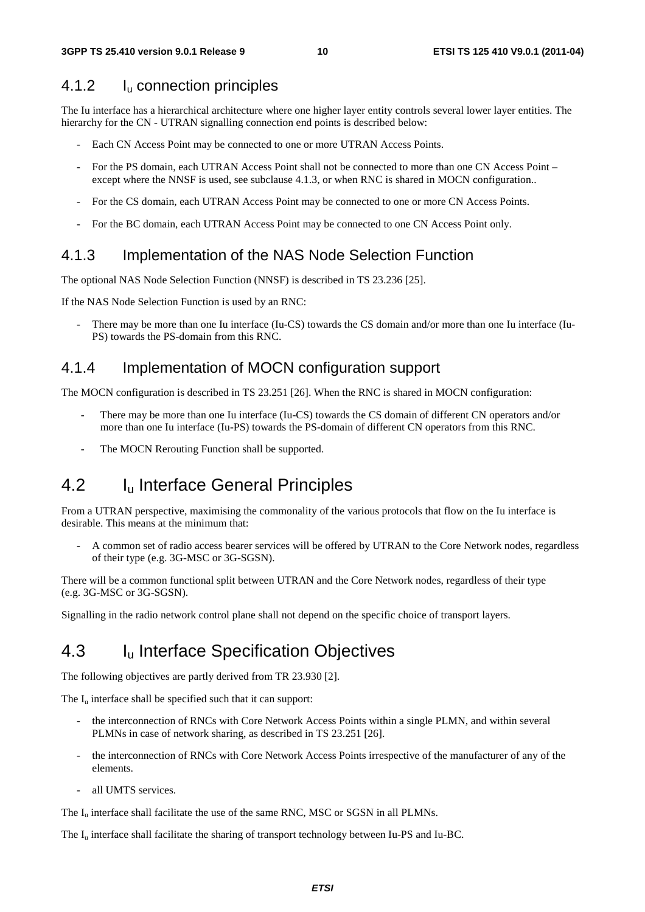### 4.1.2 $I_u$ connection principles

The Iu interface has a hierarchical architecture where one higher layer entity controls several lower layer entities. The hierarchy for the CN - UTRAN signalling connection end points is described below:

- Each CN Access Point may be connected to one or more UTRAN Access Points.
- For the PS domain, each UTRAN Access Point shall not be connected to more than one CN Access Point – except where the NNSF is used, see subclause 4.1.3, or when RNC is shared in MOCN configuration..
- For the CS domain, each UTRAN Access Point may be connected to one or more CN Access Points.
- For the BC domain, each UTRAN Access Point may be connected to one CN Access Point only.

### 4.1.3 Implementation of the NAS Node Selection Function

The optional NAS Node Selection Function (NNSF) is described in TS 23.236 [25].

If the NAS Node Selection Function is used by an RNC:

- There may be more than one Iu interface (Iu-CS) towards the CS domain and/or more than one Iu interface (Iu-PS) towards the PS-domain from this RNC.

### 4.1.4 Implementation of MOCN configuration support

The MOCN configuration is described in TS 23.251 [26]. When the RNC is shared in MOCN configuration:

- There may be more than one Iu interface (Iu-CS) towards the CS domain of different CN operators and/or more than one Iu interface (Iu-PS) towards the PS-domain of different CN operators from this RNC.
- The MOCN Rerouting Function shall be supported.

## 4.2 $I_u$ Interface General Principles

From a UTRAN perspective, maximising the commonality of the various protocols that flow on the Iu interface is desirable. This means at the minimum that:

- A common set of radio access bearer services will be offered by UTRAN to the Core Network nodes, regardless of their type (e.g. 3G-MSC or 3G-SGSN).

There will be a common functional split between UTRAN and the Core Network nodes, regardless of their type (e.g. 3G-MSC or 3G-SGSN).

Signalling in the radio network control plane shall not depend on the specific choice of transport layers.

## 4.3 $I_u$ Interface Specification Objectives

The following objectives are partly derived from TR 23.930 [2].

The $I_u$ interface shall be specified such that it can support:

- the interconnection of RNCs with Core Network Access Points within a single PLMN, and within several PLMNs in case of network sharing, as described in TS 23.251 [26].
- the interconnection of RNCs with Core Network Access Points irrespective of the manufacturer of any of the elements.
- all UMTS services.

The $I_u$ interface shall facilitate the use of the same RNC, MSC or SGSN in all PLMNs.

The $I_u$ interface shall facilitate the sharing of transport technology between Iu-PS and Iu-BC.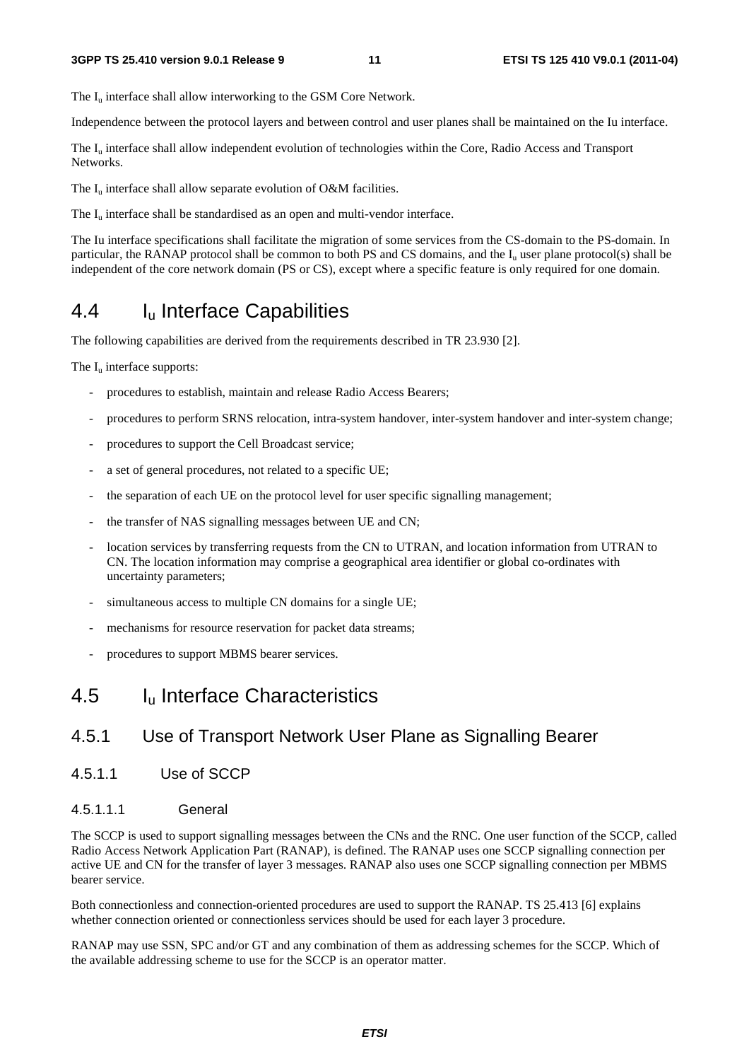The $I_u$ interface shall allow interworking to the GSM Core Network.

Independence between the protocol layers and between control and user planes shall be maintained on the Iu interface.

The $I_u$ interface shall allow independent evolution of technologies within the Core, Radio Access and Transport Networks.

The $I_u$ interface shall allow separate evolution of O&M facilities.

The $I_u$ interface shall be standardised as an open and multi-vendor interface.

The Iu interface specifications shall facilitate the migration of some services from the CS-domain to the PS-domain. In particular, the RANAP protocol shall be common to both PS and CS domains, and the $I_u$ user plane protocol(s) shall be independent of the core network domain (PS or CS), except where a specific feature is only required for one domain.

## 4.4 $I_u$ Interface Capabilities

The following capabilities are derived from the requirements described in TR 23.930 [2].

The $I_u$ interface supports:

- procedures to establish, maintain and release Radio Access Bearers;
- procedures to perform SRNS relocation, intra-system handover, inter-system handover and inter-system change;
- procedures to support the Cell Broadcast service;
- a set of general procedures, not related to a specific UE;
- the separation of each UE on the protocol level for user specific signalling management;
- the transfer of NAS signalling messages between UE and CN;
- location services by transferring requests from the CN to UTRAN, and location information from UTRAN to CN. The location information may comprise a geographical area identifier or global co-ordinates with uncertainty parameters;
- simultaneous access to multiple CN domains for a single UE;
- mechanisms for resource reservation for packet data streams;
- procedures to support MBMS bearer services.

## 4.5 $I_u$ Interface Characteristics

### 4.5.1 Use of Transport Network User Plane as Signalling Bearer

#### 4.5.1.1 Use of SCCP

##### 4.5.1.1.1 General

The SCCP is used to support signalling messages between the CNs and the RNC. One user function of the SCCP, called Radio Access Network Application Part (RANAP), is defined. The RANAP uses one SCCP signalling connection per active UE and CN for the transfer of layer 3 messages. RANAP also uses one SCCP signalling connection per MBMS bearer service.

Both connectionless and connection-oriented procedures are used to support the RANAP. TS 25.413 [6] explains whether connection oriented or connectionless services should be used for each layer 3 procedure.

RANAP may use SSN, SPC and/or GT and any combination of them as addressing schemes for the SCCP. Which of the available addressing scheme to use for the SCCP is an operator matter.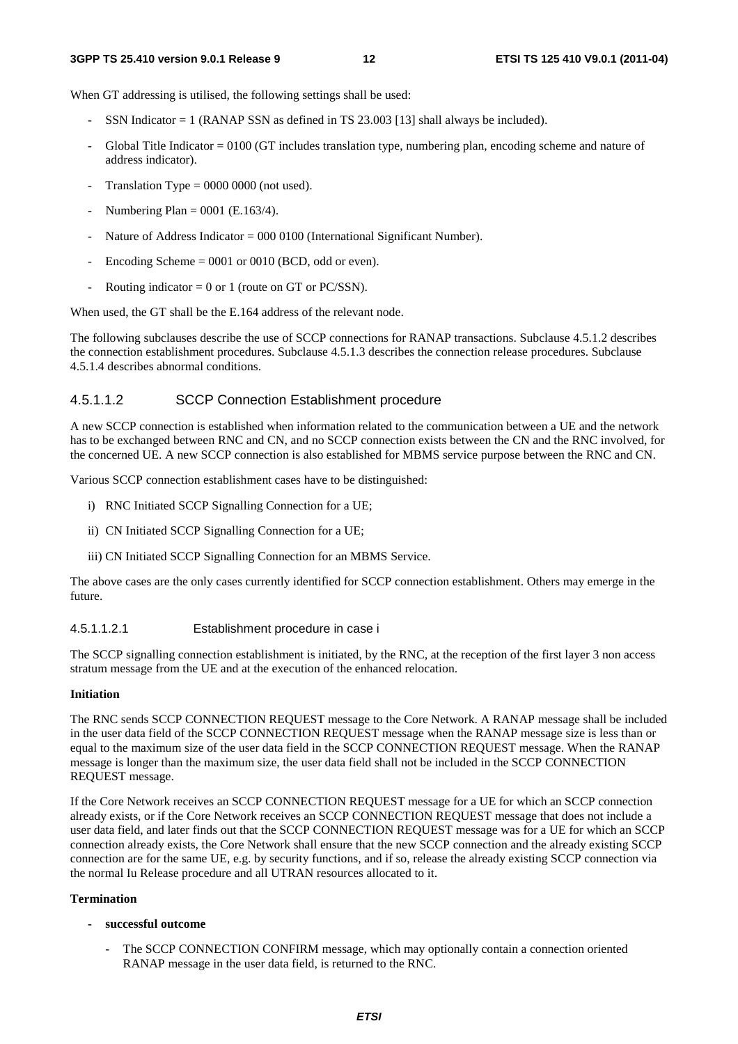When GT addressing is utilised, the following settings shall be used:

- SSN Indicator = 1 (RANAP SSN as defined in TS 23.003 [13] shall always be included).
- Global Title Indicator = 0100 (GT includes translation type, numbering plan, encoding scheme and nature of address indicator).
- Translation Type = 0000 0000 (not used).
- Numbering Plan = 0001 (E.163/4).
- Nature of Address Indicator = 000 0100 (International Significant Number).
- Encoding Scheme = 0001 or 0010 (BCD, odd or even).
- Routing indicator = 0 or 1 (route on GT or PC/SSN).

When used, the GT shall be the E.164 address of the relevant node.

The following subclauses describe the use of SCCP connections for RANAP transactions. Subclause 4.5.1.2 describes the connection establishment procedures. Subclause 4.5.1.3 describes the connection release procedures. Subclause 4.5.1.4 describes abnormal conditions.

#### 4.5.1.1.2 SCCP Connection Establishment procedure

A new SCCP connection is established when information related to the communication between a UE and the network has to be exchanged between RNC and CN, and no SCCP connection exists between the CN and the RNC involved, for the concerned UE. A new SCCP connection is also established for MBMS service purpose between the RNC and CN.

Various SCCP connection establishment cases have to be distinguished:

i) RNC Initiated SCCP Signalling Connection for a UE;

ii) CN Initiated SCCP Signalling Connection for a UE;

iii) CN Initiated SCCP Signalling Connection for an MBMS Service.

The above cases are the only cases currently identified for SCCP connection establishment. Others may emerge in the future.

##### 4.5.1.1.2.1 Establishment procedure in case i

The SCCP signalling connection establishment is initiated, by the RNC, at the reception of the first layer 3 non access stratum message from the UE and at the execution of the enhanced relocation.

**Initiation**

The RNC sends SCCP CONNECTION REQUEST message to the Core Network. A RANAP message shall be included in the user data field of the SCCP CONNECTION REQUEST message when the RANAP message size is less than or equal to the maximum size of the user data field in the SCCP CONNECTION REQUEST message. When the RANAP message is longer than the maximum size, the user data field shall not be included in the SCCP CONNECTION REQUEST message.

If the Core Network receives an SCCP CONNECTION REQUEST message for a UE for which an SCCP connection already exists, or if the Core Network receives an SCCP CONNECTION REQUEST message that does not include a user data field, and later finds out that the SCCP CONNECTION REQUEST message was for a UE for which an SCCP connection already exists, the Core Network shall ensure that the new SCCP connection and the already existing SCCP connection are for the same UE, e.g. by security functions, and if so, release the already existing SCCP connection via the normal Iu Release procedure and all UTRAN resources allocated to it.

**Termination**

- **successful outcome**
  - The SCCP CONNECTION CONFIRM message, which may optionally contain a connection oriented RANAP message in the user data field, is returned to the RNC.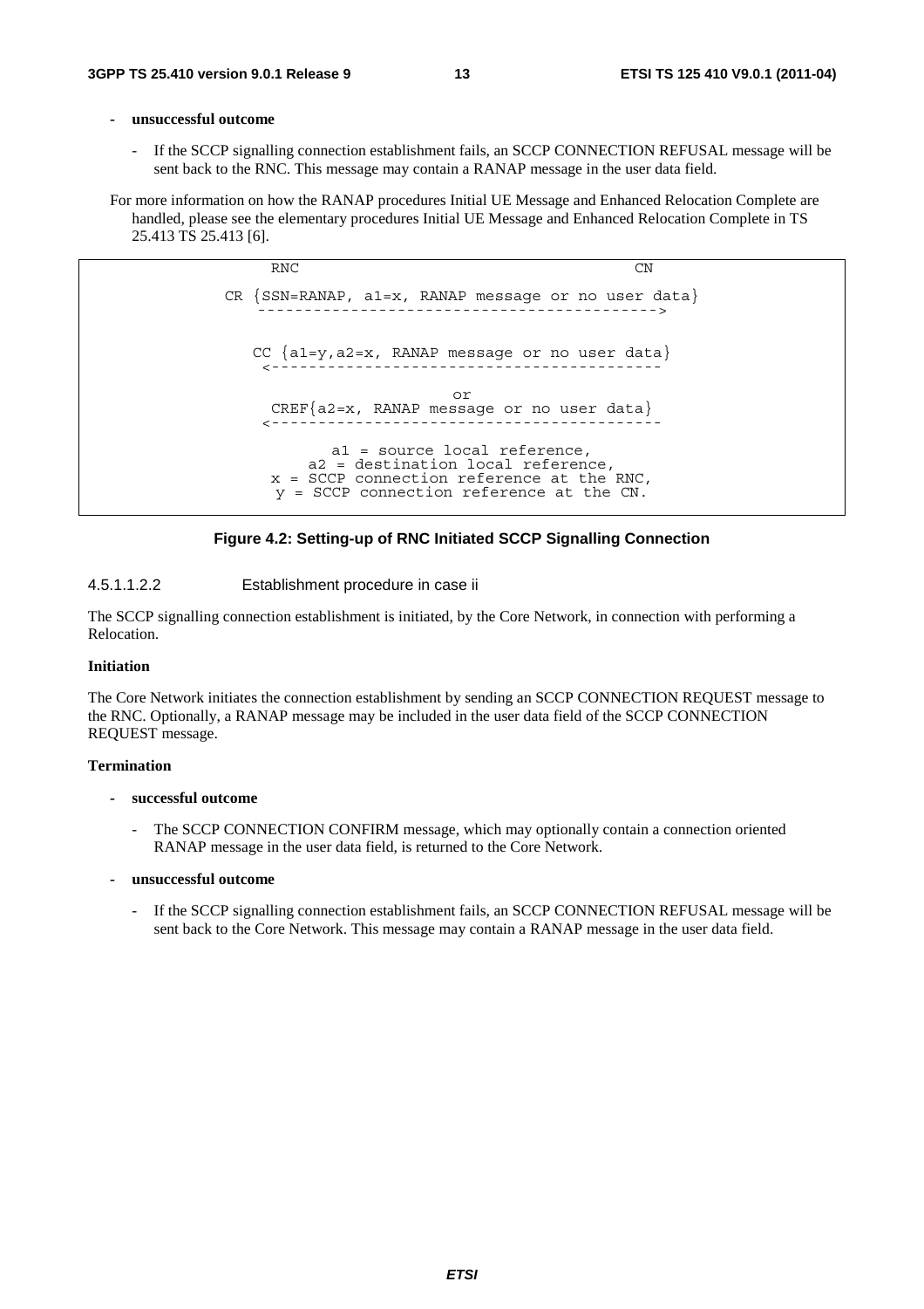- **unsuccessful outcome**

  - If the SCCP signalling connection establishment fails, an SCCP CONNECTION REFUSAL message will be sent back to the RNC. This message may contain a RANAP message in the user data field.

For more information on how the RANAP procedures Initial UE Message and Enhanced Relocation Complete are handled, please see the elementary procedures Initial UE Message and Enhanced Relocation Complete in TS 25.413 TS 25.413 [6].

```
           RNC                                        CN

  CR {SSN=RANAP, a1=x, RANAP message or no user data}
     ------------------------------------------->


     CC {a1=y,a2=x, RANAP message or no user data}
      <-----------------------------------------

                           or
       CREF{a2=x, RANAP message or no user data}
      <-----------------------------------------

              a1 = source local reference,
          a2 = destination local reference,
       x = SCCP connection reference at the RNC,
        y = SCCP connection reference at the CN.
```

**Figure 4.2: Setting-up of RNC Initiated SCCP Signalling Connection**

#### 4.5.1.1.2.2 Establishment procedure in case ii

The SCCP signalling connection establishment is initiated, by the Core Network, in connection with performing a Relocation.

**Initiation**

The Core Network initiates the connection establishment by sending an SCCP CONNECTION REQUEST message to the RNC. Optionally, a RANAP message may be included in the user data field of the SCCP CONNECTION REQUEST message.

**Termination**

- **successful outcome**

  - The SCCP CONNECTION CONFIRM message, which may optionally contain a connection oriented RANAP message in the user data field, is returned to the Core Network.

- **unsuccessful outcome**

  - If the SCCP signalling connection establishment fails, an SCCP CONNECTION REFUSAL message will be sent back to the Core Network. This message may contain a RANAP message in the user data field.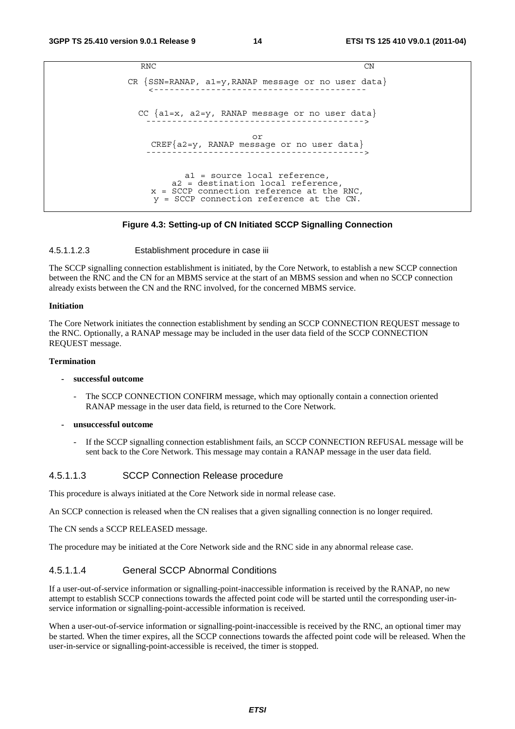```
RNC                                                    CN

   CR {SSN=RANAP, a1=y,RANAP message or no user data}
      <-----------------------------------------

     CC {a1=x, a2=y, RANAP message or no user data}
      ----------------------------------------->

                            or
      CREF{a2=y, RANAP message or no user data}
      ----------------------------------------->


               a1 = source local reference,
           a2 = destination local reference,
        x = SCCP connection reference at the RNC,
         y = SCCP connection reference at the CN.
```

**Figure 4.3: Setting-up of CN Initiated SCCP Signalling Connection**

#### 4.5.1.1.2.3 Establishment procedure in case iii

The SCCP signalling connection establishment is initiated, by the Core Network, to establish a new SCCP connection between the RNC and the CN for an MBMS service at the start of an MBMS session and when no SCCP connection already exists between the CN and the RNC involved, for the concerned MBMS service.

**Initiation**

The Core Network initiates the connection establishment by sending an SCCP CONNECTION REQUEST message to the RNC. Optionally, a RANAP message may be included in the user data field of the SCCP CONNECTION REQUEST message.

**Termination**

- **successful outcome**
  - The SCCP CONNECTION CONFIRM message, which may optionally contain a connection oriented RANAP message in the user data field, is returned to the Core Network.
- **unsuccessful outcome**
  - If the SCCP signalling connection establishment fails, an SCCP CONNECTION REFUSAL message will be sent back to the Core Network. This message may contain a RANAP message in the user data field.

### 4.5.1.1.3 SCCP Connection Release procedure

This procedure is always initiated at the Core Network side in normal release case.

An SCCP connection is released when the CN realises that a given signalling connection is no longer required.

The CN sends a SCCP RELEASED message.

The procedure may be initiated at the Core Network side and the RNC side in any abnormal release case.

### 4.5.1.1.4 General SCCP Abnormal Conditions

If a user-out-of-service information or signalling-point-inaccessible information is received by the RANAP, no new attempt to establish SCCP connections towards the affected point code will be started until the corresponding user-in-service information or signalling-point-accessible information is received.

When a user-out-of-service information or signalling-point-inaccessible is received by the RNC, an optional timer may be started. When the timer expires, all the SCCP connections towards the affected point code will be released. When the user-in-service or signalling-point-accessible is received, the timer is stopped.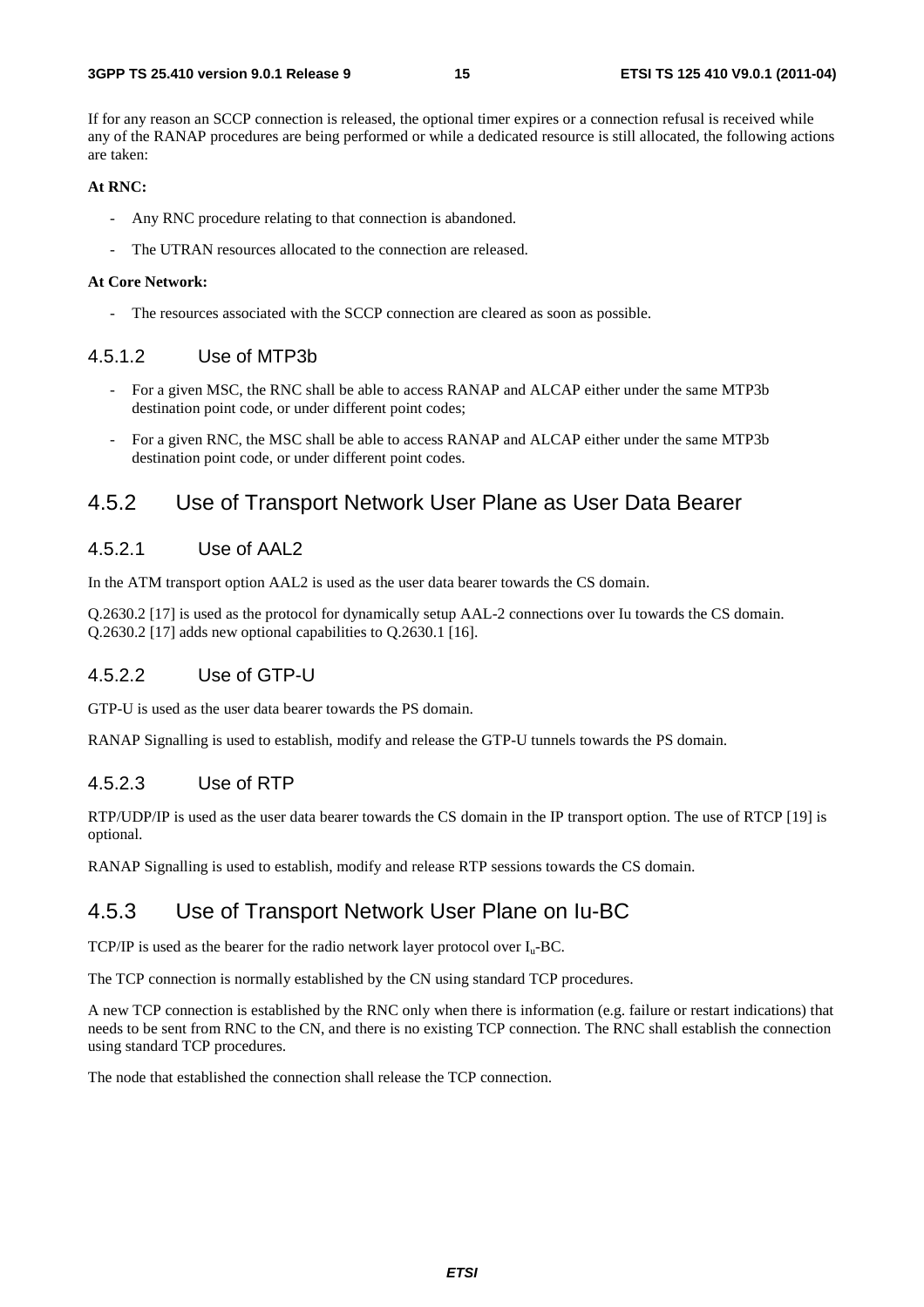If for any reason an SCCP connection is released, the optional timer expires or a connection refusal is received while any of the RANAP procedures are being performed or while a dedicated resource is still allocated, the following actions are taken:

**At RNC:**

- Any RNC procedure relating to that connection is abandoned.
- The UTRAN resources allocated to the connection are released.

**At Core Network:**

- The resources associated with the SCCP connection are cleared as soon as possible.

### 4.5.1.2 Use of MTP3b

- For a given MSC, the RNC shall be able to access RANAP and ALCAP either under the same MTP3b destination point code, or under different point codes;
- For a given RNC, the MSC shall be able to access RANAP and ALCAP either under the same MTP3b destination point code, or under different point codes.

## 4.5.2 Use of Transport Network User Plane as User Data Bearer

### 4.5.2.1 Use of AAL2

In the ATM transport option AAL2 is used as the user data bearer towards the CS domain.

Q.2630.2 [17] is used as the protocol for dynamically setup AAL-2 connections over Iu towards the CS domain. Q.2630.2 [17] adds new optional capabilities to Q.2630.1 [16].

### 4.5.2.2 Use of GTP-U

GTP-U is used as the user data bearer towards the PS domain.

RANAP Signalling is used to establish, modify and release the GTP-U tunnels towards the PS domain.

### 4.5.2.3 Use of RTP

RTP/UDP/IP is used as the user data bearer towards the CS domain in the IP transport option. The use of RTCP [19] is optional.

RANAP Signalling is used to establish, modify and release RTP sessions towards the CS domain.

## 4.5.3 Use of Transport Network User Plane on Iu-BC

TCP/IP is used as the bearer for the radio network layer protocol over $I_u$-BC.

The TCP connection is normally established by the CN using standard TCP procedures.

A new TCP connection is established by the RNC only when there is information (e.g. failure or restart indications) that needs to be sent from RNC to the CN, and there is no existing TCP connection. The RNC shall establish the connection using standard TCP procedures.

The node that established the connection shall release the TCP connection.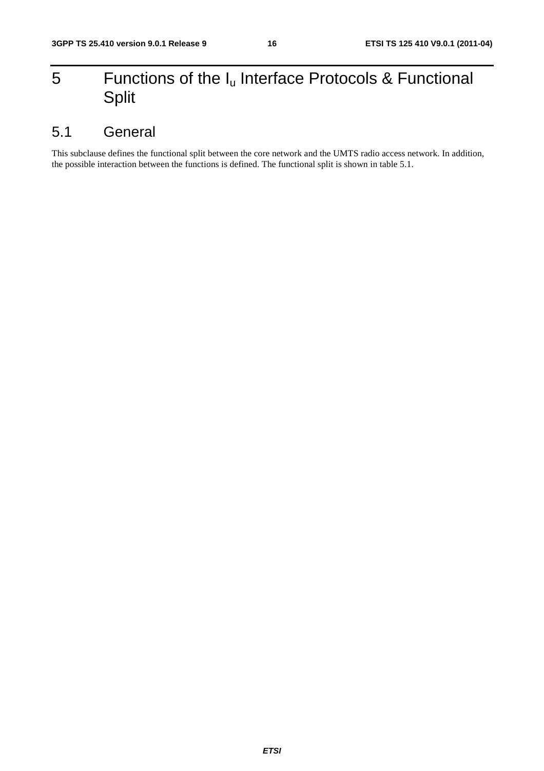# 5 Functions of the $I_u$ Interface Protocols & Functional Split

## 5.1 General

This subclause defines the functional split between the core network and the UMTS radio access network. In addition, the possible interaction between the functions is defined. The functional split is shown in table 5.1.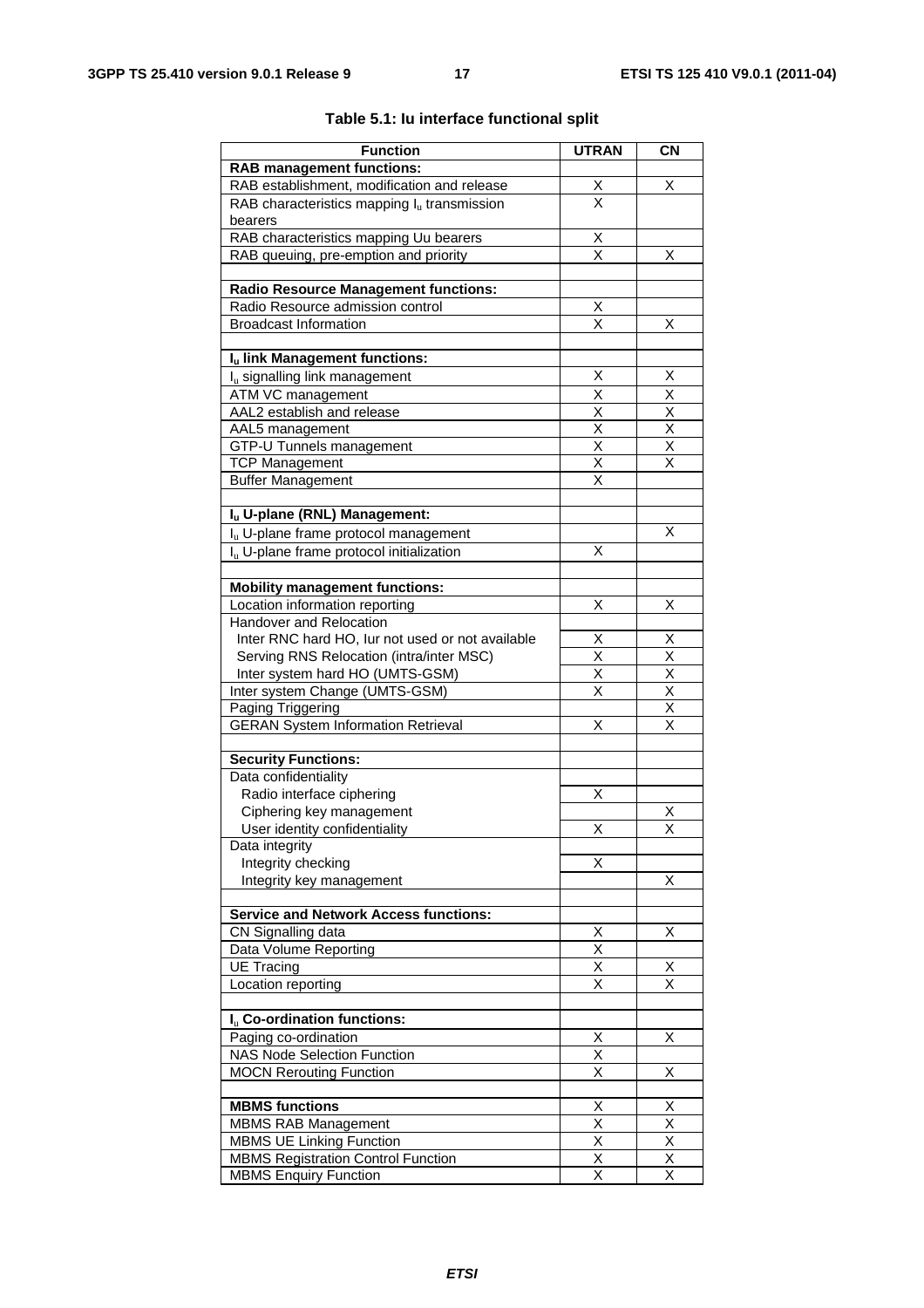**Table 5.1: Iu interface functional split**

| Function | UTRAN | CN |
|---|---|---|
| **RAB management functions:** | | |
| RAB establishment, modification and release | X | X |
| RAB characteristics mapping $I_u$ transmission bearers | X | |
| RAB characteristics mapping Uu bearers | X | |
| RAB queuing, pre-emption and priority | X | X |
| | | |
| **Radio Resource Management functions:** | | |
| Radio Resource admission control | X | |
| Broadcast Information | X | X |
| | | |
| **$I_u$ link Management functions:** | | |
| $I_u$ signalling link management | X | X |
| ATM VC management | X | X |
| AAL2 establish and release | X | X |
| AAL5 management | X | X |
| GTP-U Tunnels management | X | X |
| TCP Management | X | X |
| Buffer Management | X | |
| | | |
| **$I_u$ U-plane (RNL) Management:** | | |
| $I_u$ U-plane frame protocol management | | X |
| $I_u$ U-plane frame protocol initialization | X | |
| | | |
| **Mobility management functions:** | | |
| Location information reporting | X | X |
| Handover and Relocation | | |
| Inter RNC hard HO, Iur not used or not available | X | X |
| Serving RNS Relocation (intra/inter MSC) | X | X |
| Inter system hard HO (UMTS-GSM) | X | X |
| Inter system Change (UMTS-GSM) | X | X |
| Paging Triggering | | X |
| GERAN System Information Retrieval | X | X |
| | | |
| **Security Functions:** | | |
| Data confidentiality | | |
| Radio interface ciphering | X | |
| Ciphering key management | | X |
| User identity confidentiality | X | X |
| Data integrity | | |
| Integrity checking | X | |
| Integrity key management | | X |
| | | |
| **Service and Network Access functions:** | | |
| CN Signalling data | X | X |
| Data Volume Reporting | X | |
| UE Tracing | X | X |
| Location reporting | X | X |
| | | |
| **$I_u$ Co-ordination functions:** | | |
| Paging co-ordination | X | X |
| NAS Node Selection Function | X | |
| MOCN Rerouting Function | X | X |
| | | |
| **MBMS functions** | X | X |
| MBMS RAB Management | X | X |
| MBMS UE Linking Function | X | X |
| MBMS Registration Control Function | X | X |
| MBMS Enquiry Function | X | X |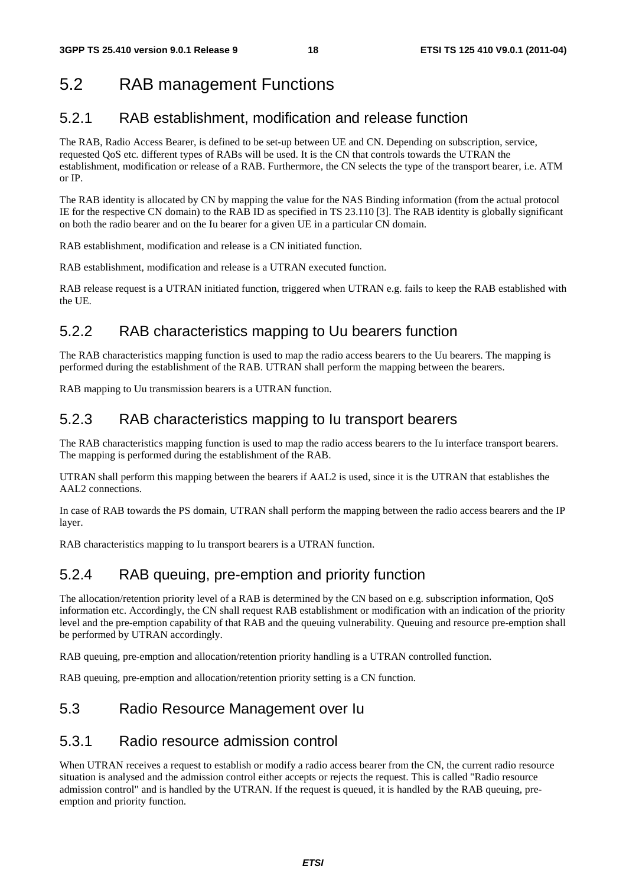## 5.2 RAB management Functions

### 5.2.1 RAB establishment, modification and release function

The RAB, Radio Access Bearer, is defined to be set-up between UE and CN. Depending on subscription, service, requested QoS etc. different types of RABs will be used. It is the CN that controls towards the UTRAN the establishment, modification or release of a RAB. Furthermore, the CN selects the type of the transport bearer, i.e. ATM or IP.

The RAB identity is allocated by CN by mapping the value for the NAS Binding information (from the actual protocol IE for the respective CN domain) to the RAB ID as specified in TS 23.110 [3]. The RAB identity is globally significant on both the radio bearer and on the Iu bearer for a given UE in a particular CN domain.

RAB establishment, modification and release is a CN initiated function.

RAB establishment, modification and release is a UTRAN executed function.

RAB release request is a UTRAN initiated function, triggered when UTRAN e.g. fails to keep the RAB established with the UE.

### 5.2.2 RAB characteristics mapping to Uu bearers function

The RAB characteristics mapping function is used to map the radio access bearers to the Uu bearers. The mapping is performed during the establishment of the RAB. UTRAN shall perform the mapping between the bearers.

RAB mapping to Uu transmission bearers is a UTRAN function.

### 5.2.3 RAB characteristics mapping to Iu transport bearers

The RAB characteristics mapping function is used to map the radio access bearers to the Iu interface transport bearers. The mapping is performed during the establishment of the RAB.

UTRAN shall perform this mapping between the bearers if AAL2 is used, since it is the UTRAN that establishes the AAL2 connections.

In case of RAB towards the PS domain, UTRAN shall perform the mapping between the radio access bearers and the IP layer.

RAB characteristics mapping to Iu transport bearers is a UTRAN function.

### 5.2.4 RAB queuing, pre-emption and priority function

The allocation/retention priority level of a RAB is determined by the CN based on e.g. subscription information, QoS information etc. Accordingly, the CN shall request RAB establishment or modification with an indication of the priority level and the pre-emption capability of that RAB and the queuing vulnerability. Queuing and resource pre-emption shall be performed by UTRAN accordingly.

RAB queuing, pre-emption and allocation/retention priority handling is a UTRAN controlled function.

RAB queuing, pre-emption and allocation/retention priority setting is a CN function.

## 5.3 Radio Resource Management over Iu

### 5.3.1 Radio resource admission control

When UTRAN receives a request to establish or modify a radio access bearer from the CN, the current radio resource situation is analysed and the admission control either accepts or rejects the request. This is called "Radio resource admission control" and is handled by the UTRAN. If the request is queued, it is handled by the RAB queuing, pre-emption and priority function.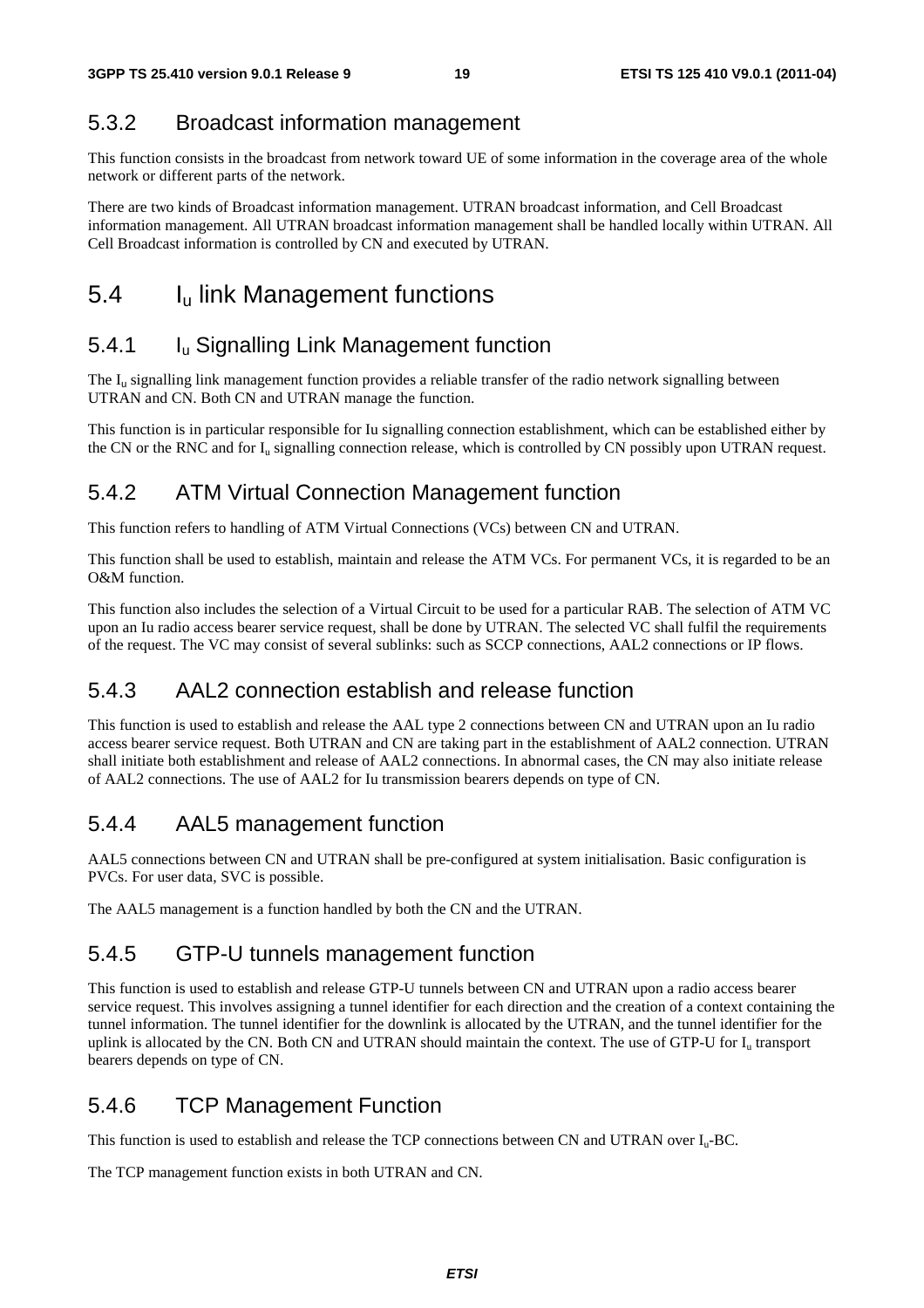### 5.3.2 Broadcast information management

This function consists in the broadcast from network toward UE of some information in the coverage area of the whole network or different parts of the network.

There are two kinds of Broadcast information management. UTRAN broadcast information, and Cell Broadcast information management. All UTRAN broadcast information management shall be handled locally within UTRAN. All Cell Broadcast information is controlled by CN and executed by UTRAN.

## 5.4 $I_u$ link Management functions

### 5.4.1 $I_u$ Signalling Link Management function

The $I_u$ signalling link management function provides a reliable transfer of the radio network signalling between UTRAN and CN. Both CN and UTRAN manage the function.

This function is in particular responsible for Iu signalling connection establishment, which can be established either by the CN or the RNC and for $I_u$ signalling connection release, which is controlled by CN possibly upon UTRAN request.

### 5.4.2 ATM Virtual Connection Management function

This function refers to handling of ATM Virtual Connections (VCs) between CN and UTRAN.

This function shall be used to establish, maintain and release the ATM VCs. For permanent VCs, it is regarded to be an O&M function.

This function also includes the selection of a Virtual Circuit to be used for a particular RAB. The selection of ATM VC upon an Iu radio access bearer service request, shall be done by UTRAN. The selected VC shall fulfil the requirements of the request. The VC may consist of several sublinks: such as SCCP connections, AAL2 connections or IP flows.

### 5.4.3 AAL2 connection establish and release function

This function is used to establish and release the AAL type 2 connections between CN and UTRAN upon an Iu radio access bearer service request. Both UTRAN and CN are taking part in the establishment of AAL2 connection. UTRAN shall initiate both establishment and release of AAL2 connections. In abnormal cases, the CN may also initiate release of AAL2 connections. The use of AAL2 for Iu transmission bearers depends on type of CN.

### 5.4.4 AAL5 management function

AAL5 connections between CN and UTRAN shall be pre-configured at system initialisation. Basic configuration is PVCs. For user data, SVC is possible.

The AAL5 management is a function handled by both the CN and the UTRAN.

### 5.4.5 GTP-U tunnels management function

This function is used to establish and release GTP-U tunnels between CN and UTRAN upon a radio access bearer service request. This involves assigning a tunnel identifier for each direction and the creation of a context containing the tunnel information. The tunnel identifier for the downlink is allocated by the UTRAN, and the tunnel identifier for the uplink is allocated by the CN. Both CN and UTRAN should maintain the context. The use of GTP-U for $I_u$ transport bearers depends on type of CN.

### 5.4.6 TCP Management Function

This function is used to establish and release the TCP connections between CN and UTRAN over $I_u$-BC.

The TCP management function exists in both UTRAN and CN.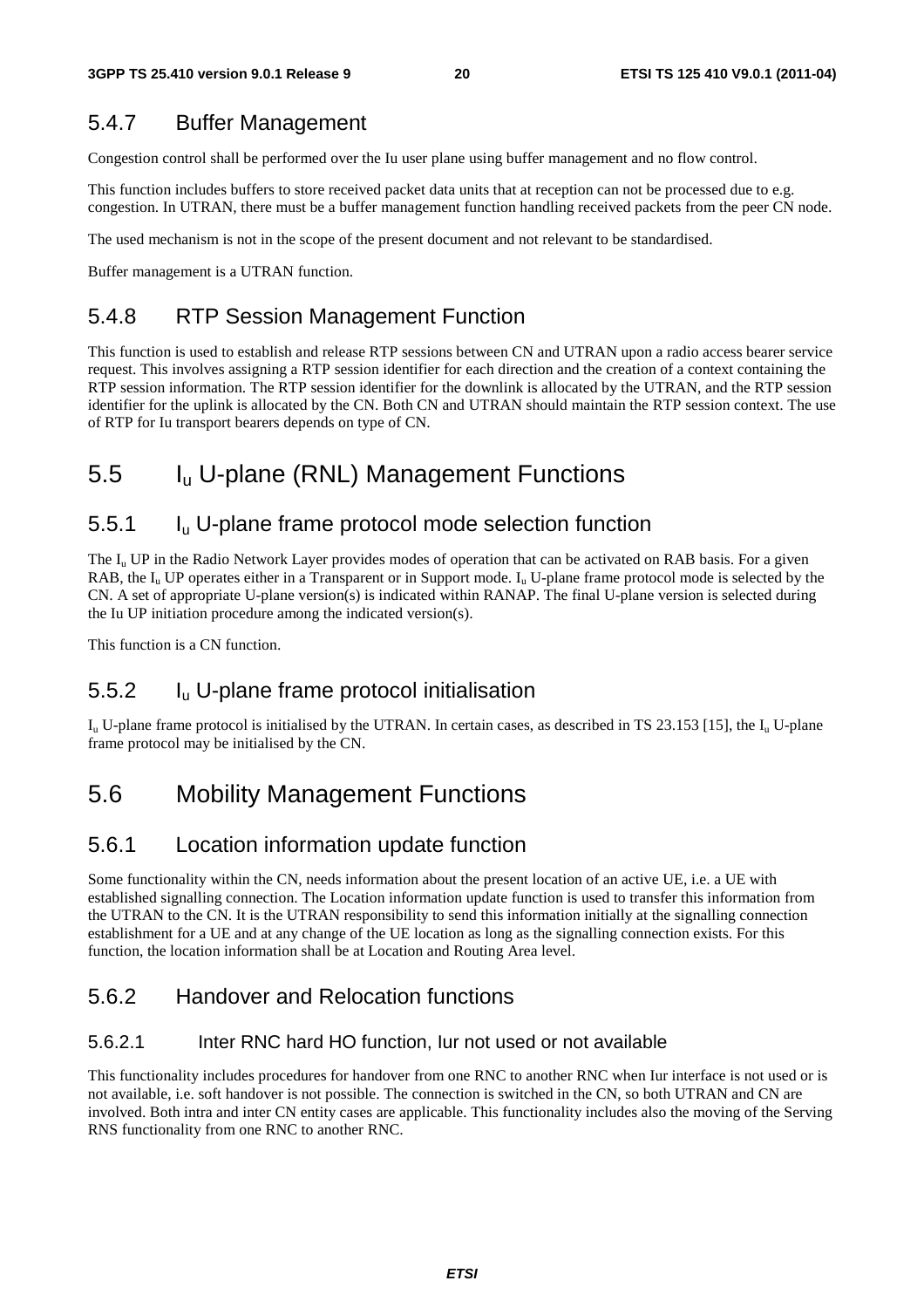### 5.4.7 Buffer Management

Congestion control shall be performed over the Iu user plane using buffer management and no flow control.

This function includes buffers to store received packet data units that at reception can not be processed due to e.g. congestion. In UTRAN, there must be a buffer management function handling received packets from the peer CN node.

The used mechanism is not in the scope of the present document and not relevant to be standardised.

Buffer management is a UTRAN function.

### 5.4.8 RTP Session Management Function

This function is used to establish and release RTP sessions between CN and UTRAN upon a radio access bearer service request. This involves assigning a RTP session identifier for each direction and the creation of a context containing the RTP session information. The RTP session identifier for the downlink is allocated by the UTRAN, and the RTP session identifier for the uplink is allocated by the CN. Both CN and UTRAN should maintain the RTP session context. The use of RTP for Iu transport bearers depends on type of CN.

## 5.5 $I_u$ U-plane (RNL) Management Functions

### 5.5.1 $I_u$ U-plane frame protocol mode selection function

The $I_u$ UP in the Radio Network Layer provides modes of operation that can be activated on RAB basis. For a given RAB, the $I_u$ UP operates either in a Transparent or in Support mode. $I_u$ U-plane frame protocol mode is selected by the CN. A set of appropriate U-plane version(s) is indicated within RANAP. The final U-plane version is selected during the Iu UP initiation procedure among the indicated version(s).

This function is a CN function.

### 5.5.2 $I_u$ U-plane frame protocol initialisation

$I_u$ U-plane frame protocol is initialised by the UTRAN. In certain cases, as described in TS 23.153 [15], the $I_u$ U-plane frame protocol may be initialised by the CN.

## 5.6 Mobility Management Functions

### 5.6.1 Location information update function

Some functionality within the CN, needs information about the present location of an active UE, i.e. a UE with established signalling connection. The Location information update function is used to transfer this information from the UTRAN to the CN. It is the UTRAN responsibility to send this information initially at the signalling connection establishment for a UE and at any change of the UE location as long as the signalling connection exists. For this function, the location information shall be at Location and Routing Area level.

### 5.6.2 Handover and Relocation functions

#### 5.6.2.1 Inter RNC hard HO function, Iur not used or not available

This functionality includes procedures for handover from one RNC to another RNC when Iur interface is not used or is not available, i.e. soft handover is not possible. The connection is switched in the CN, so both UTRAN and CN are involved. Both intra and inter CN entity cases are applicable. This functionality includes also the moving of the Serving RNS functionality from one RNC to another RNC.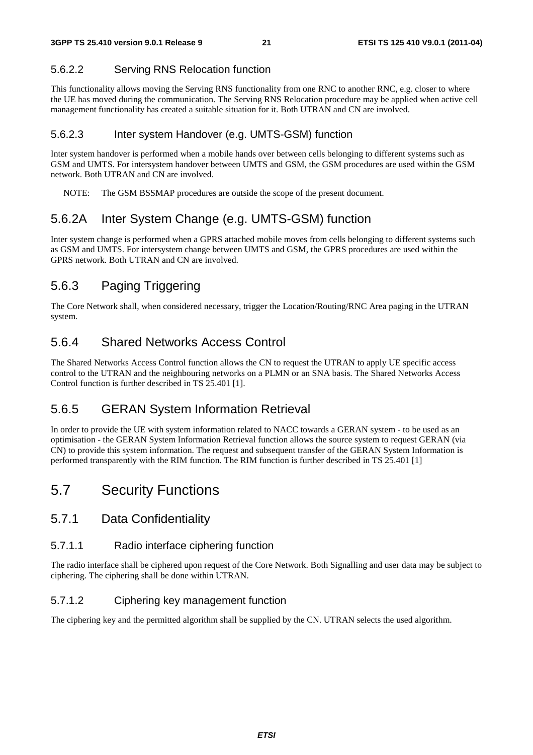#### 5.6.2.2 Serving RNS Relocation function

This functionality allows moving the Serving RNS functionality from one RNC to another RNC, e.g. closer to where the UE has moved during the communication. The Serving RNS Relocation procedure may be applied when active cell management functionality has created a suitable situation for it. Both UTRAN and CN are involved.

#### 5.6.2.3 Inter system Handover (e.g. UMTS-GSM) function

Inter system handover is performed when a mobile hands over between cells belonging to different systems such as GSM and UMTS. For intersystem handover between UMTS and GSM, the GSM procedures are used within the GSM network. Both UTRAN and CN are involved.

NOTE: The GSM BSSMAP procedures are outside the scope of the present document.

### 5.6.2A Inter System Change (e.g. UMTS-GSM) function

Inter system change is performed when a GPRS attached mobile moves from cells belonging to different systems such as GSM and UMTS. For intersystem change between UMTS and GSM, the GPRS procedures are used within the GPRS network. Both UTRAN and CN are involved.

### 5.6.3 Paging Triggering

The Core Network shall, when considered necessary, trigger the Location/Routing/RNC Area paging in the UTRAN system.

### 5.6.4 Shared Networks Access Control

The Shared Networks Access Control function allows the CN to request the UTRAN to apply UE specific access control to the UTRAN and the neighbouring networks on a PLMN or an SNA basis. The Shared Networks Access Control function is further described in TS 25.401 [1].

### 5.6.5 GERAN System Information Retrieval

In order to provide the UE with system information related to NACC towards a GERAN system - to be used as an optimisation - the GERAN System Information Retrieval function allows the source system to request GERAN (via CN) to provide this system information. The request and subsequent transfer of the GERAN System Information is performed transparently with the RIM function. The RIM function is further described in TS 25.401 [1]

## 5.7 Security Functions

### 5.7.1 Data Confidentiality

#### 5.7.1.1 Radio interface ciphering function

The radio interface shall be ciphered upon request of the Core Network. Both Signalling and user data may be subject to ciphering. The ciphering shall be done within UTRAN.

#### 5.7.1.2 Ciphering key management function

The ciphering key and the permitted algorithm shall be supplied by the CN. UTRAN selects the used algorithm.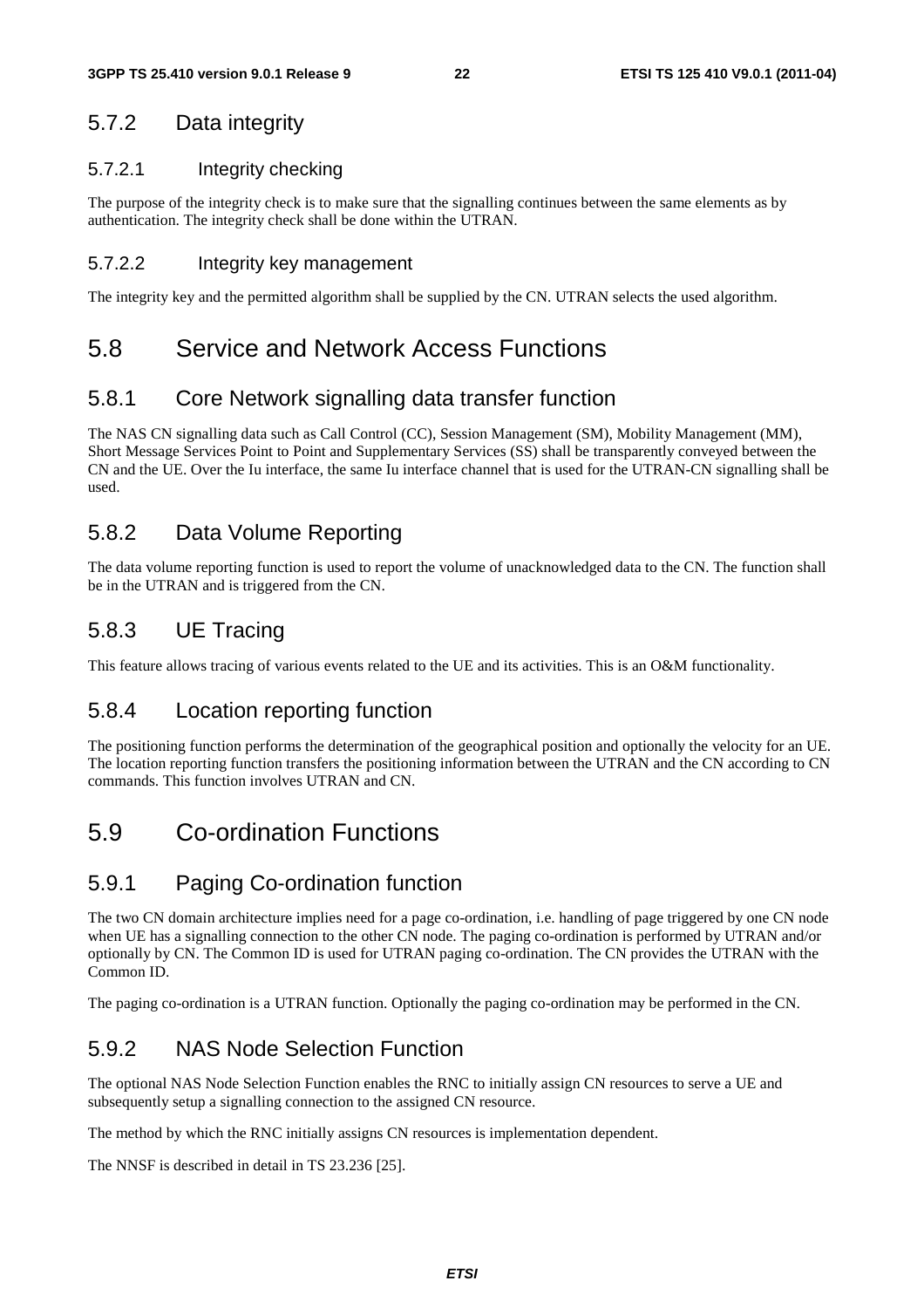### 5.7.2 Data integrity

#### 5.7.2.1 Integrity checking

The purpose of the integrity check is to make sure that the signalling continues between the same elements as by authentication. The integrity check shall be done within the UTRAN.

#### 5.7.2.2 Integrity key management

The integrity key and the permitted algorithm shall be supplied by the CN. UTRAN selects the used algorithm.

## 5.8 Service and Network Access Functions

### 5.8.1 Core Network signalling data transfer function

The NAS CN signalling data such as Call Control (CC), Session Management (SM), Mobility Management (MM), Short Message Services Point to Point and Supplementary Services (SS) shall be transparently conveyed between the CN and the UE. Over the Iu interface, the same Iu interface channel that is used for the UTRAN-CN signalling shall be used.

### 5.8.2 Data Volume Reporting

The data volume reporting function is used to report the volume of unacknowledged data to the CN. The function shall be in the UTRAN and is triggered from the CN.

### 5.8.3 UE Tracing

This feature allows tracing of various events related to the UE and its activities. This is an O&M functionality.

### 5.8.4 Location reporting function

The positioning function performs the determination of the geographical position and optionally the velocity for an UE. The location reporting function transfers the positioning information between the UTRAN and the CN according to CN commands. This function involves UTRAN and CN.

## 5.9 Co-ordination Functions

### 5.9.1 Paging Co-ordination function

The two CN domain architecture implies need for a page co-ordination, i.e. handling of page triggered by one CN node when UE has a signalling connection to the other CN node. The paging co-ordination is performed by UTRAN and/or optionally by CN. The Common ID is used for UTRAN paging co-ordination. The CN provides the UTRAN with the Common ID.

The paging co-ordination is a UTRAN function. Optionally the paging co-ordination may be performed in the CN.

### 5.9.2 NAS Node Selection Function

The optional NAS Node Selection Function enables the RNC to initially assign CN resources to serve a UE and subsequently setup a signalling connection to the assigned CN resource.

The method by which the RNC initially assigns CN resources is implementation dependent.

The NNSF is described in detail in TS 23.236 [25].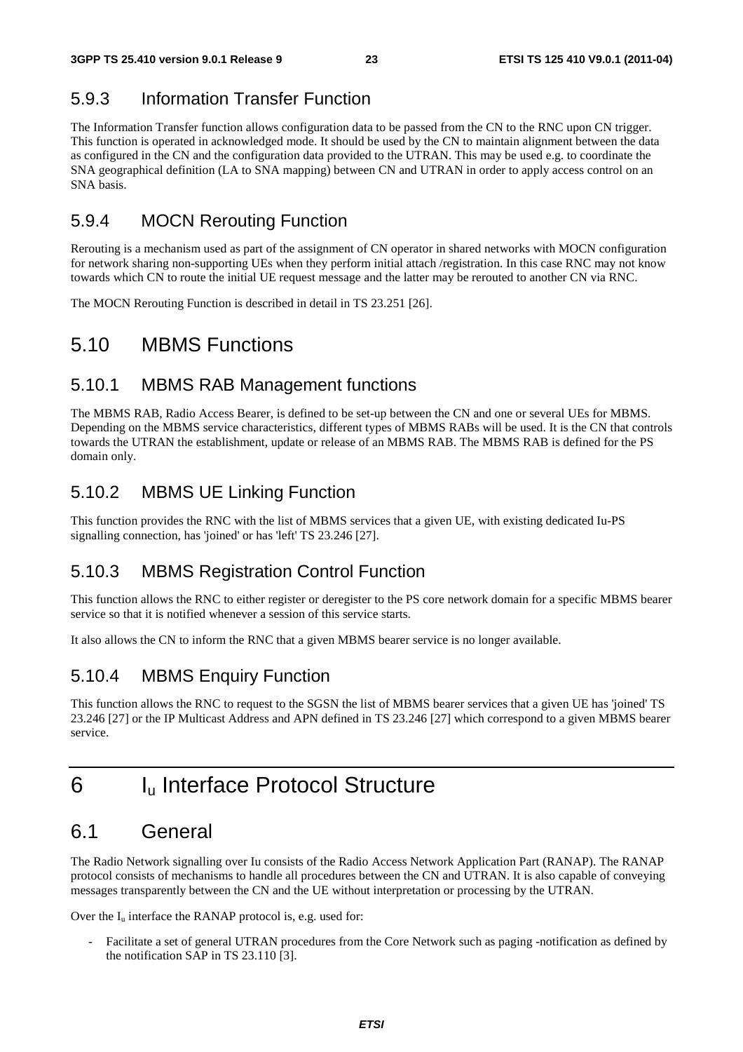### 5.9.3 Information Transfer Function

The Information Transfer function allows configuration data to be passed from the CN to the RNC upon CN trigger. This function is operated in acknowledged mode. It should be used by the CN to maintain alignment between the data as configured in the CN and the configuration data provided to the UTRAN. This may be used e.g. to coordinate the SNA geographical definition (LA to SNA mapping) between CN and UTRAN in order to apply access control on an SNA basis.

### 5.9.4 MOCN Rerouting Function

Rerouting is a mechanism used as part of the assignment of CN operator in shared networks with MOCN configuration for network sharing non-supporting UEs when they perform initial attach /registration. In this case RNC may not know towards which CN to route the initial UE request message and the latter may be rerouted to another CN via RNC.

The MOCN Rerouting Function is described in detail in TS 23.251 [26].

## 5.10 MBMS Functions

### 5.10.1 MBMS RAB Management functions

The MBMS RAB, Radio Access Bearer, is defined to be set-up between the CN and one or several UEs for MBMS. Depending on the MBMS service characteristics, different types of MBMS RABs will be used. It is the CN that controls towards the UTRAN the establishment, update or release of an MBMS RAB. The MBMS RAB is defined for the PS domain only.

### 5.10.2 MBMS UE Linking Function

This function provides the RNC with the list of MBMS services that a given UE, with existing dedicated Iu-PS signalling connection, has 'joined' or has 'left' TS 23.246 [27].

### 5.10.3 MBMS Registration Control Function

This function allows the RNC to either register or deregister to the PS core network domain for a specific MBMS bearer service so that it is notified whenever a session of this service starts.

It also allows the CN to inform the RNC that a given MBMS bearer service is no longer available.

### 5.10.4 MBMS Enquiry Function

This function allows the RNC to request to the SGSN the list of MBMS bearer services that a given UE has 'joined' TS 23.246 [27] or the IP Multicast Address and APN defined in TS 23.246 [27] which correspond to a given MBMS bearer service.

# 6 $I_u$ Interface Protocol Structure

## 6.1 General

The Radio Network signalling over Iu consists of the Radio Access Network Application Part (RANAP). The RANAP protocol consists of mechanisms to handle all procedures between the CN and UTRAN. It is also capable of conveying messages transparently between the CN and the UE without interpretation or processing by the UTRAN.

Over the $I_u$ interface the RANAP protocol is, e.g. used for:

- Facilitate a set of general UTRAN procedures from the Core Network such as paging -notification as defined by the notification SAP in TS 23.110 [3].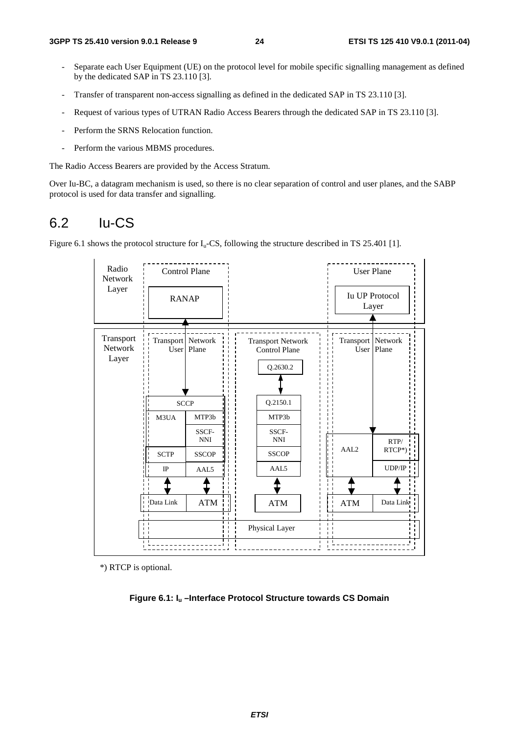- Separate each User Equipment (UE) on the protocol level for mobile specific signalling management as defined by the dedicated SAP in TS 23.110 [3].
- Transfer of transparent non-access signalling as defined in the dedicated SAP in TS 23.110 [3].
- Request of various types of UTRAN Radio Access Bearers through the dedicated SAP in TS 23.110 [3].
- Perform the SRNS Relocation function.
- Perform the various MBMS procedures.

The Radio Access Bearers are provided by the Access Stratum.

Over Iu-BC, a datagram mechanism is used, so there is no clear separation of control and user planes, and the SABP protocol is used for data transfer and signalling.

## 6.2 Iu-CS

Figure 6.1 shows the protocol structure for $I_u$-CS, following the structure described in TS 25.401 [1].

*) RTCP is optional.

**Figure 6.1: $I_u$ –Interface Protocol Structure towards CS Domain**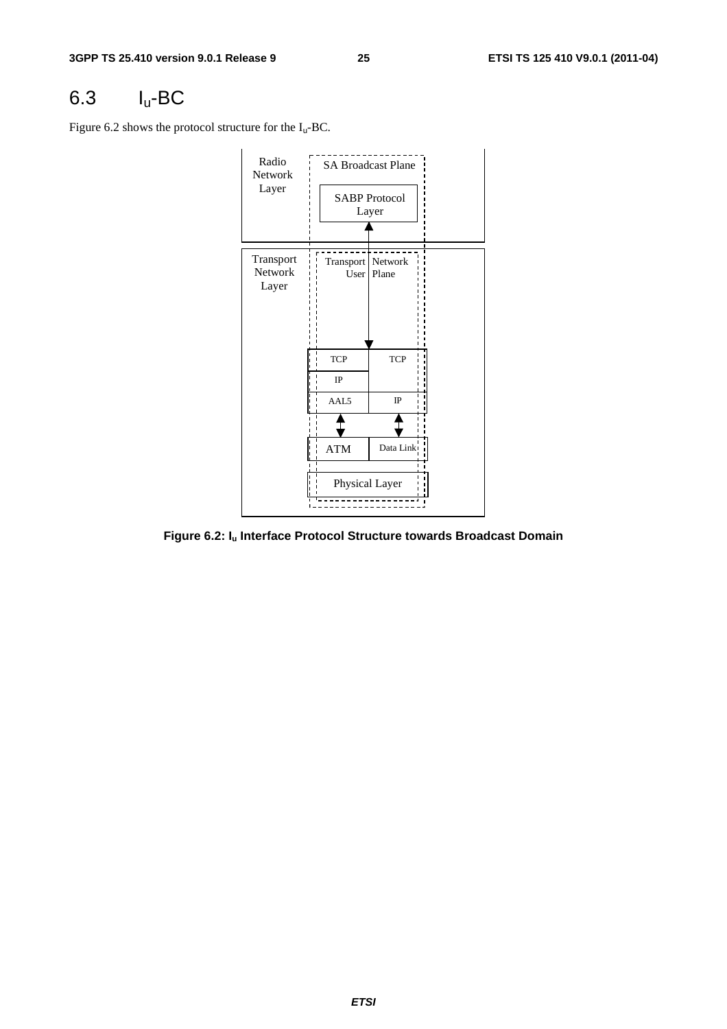## 6.3 $I_u$-BC

Figure 6.2 shows the protocol structure for the $I_u$-BC.

**Figure 6.2: $I_u$ Interface Protocol Structure towards Broadcast Domain**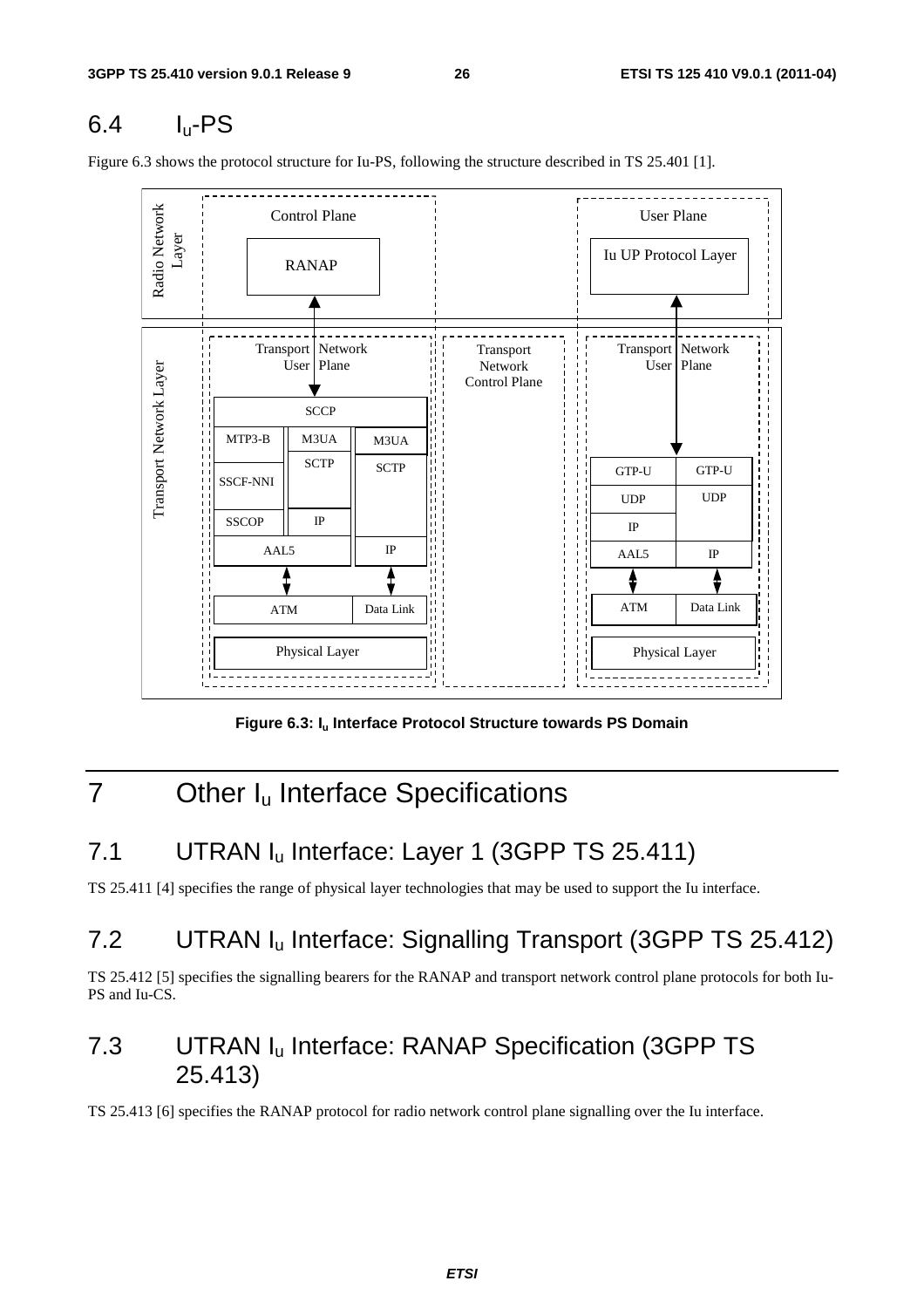## 6.4 I$_u$-PS

Figure 6.3 shows the protocol structure for Iu-PS, following the structure described in TS 25.401 [1].

**Figure 6.3: I$_u$ Interface Protocol Structure towards PS Domain**

# 7 Other I$_u$ Interface Specifications

## 7.1 UTRAN I$_u$ Interface: Layer 1 (3GPP TS 25.411)

TS 25.411 [4] specifies the range of physical layer technologies that may be used to support the Iu interface.

## 7.2 UTRAN I$_u$ Interface: Signalling Transport (3GPP TS 25.412)

TS 25.412 [5] specifies the signalling bearers for the RANAP and transport network control plane protocols for both Iu-PS and Iu-CS.

## 7.3 UTRAN I$_u$ Interface: RANAP Specification (3GPP TS 25.413)

TS 25.413 [6] specifies the RANAP protocol for radio network control plane signalling over the Iu interface.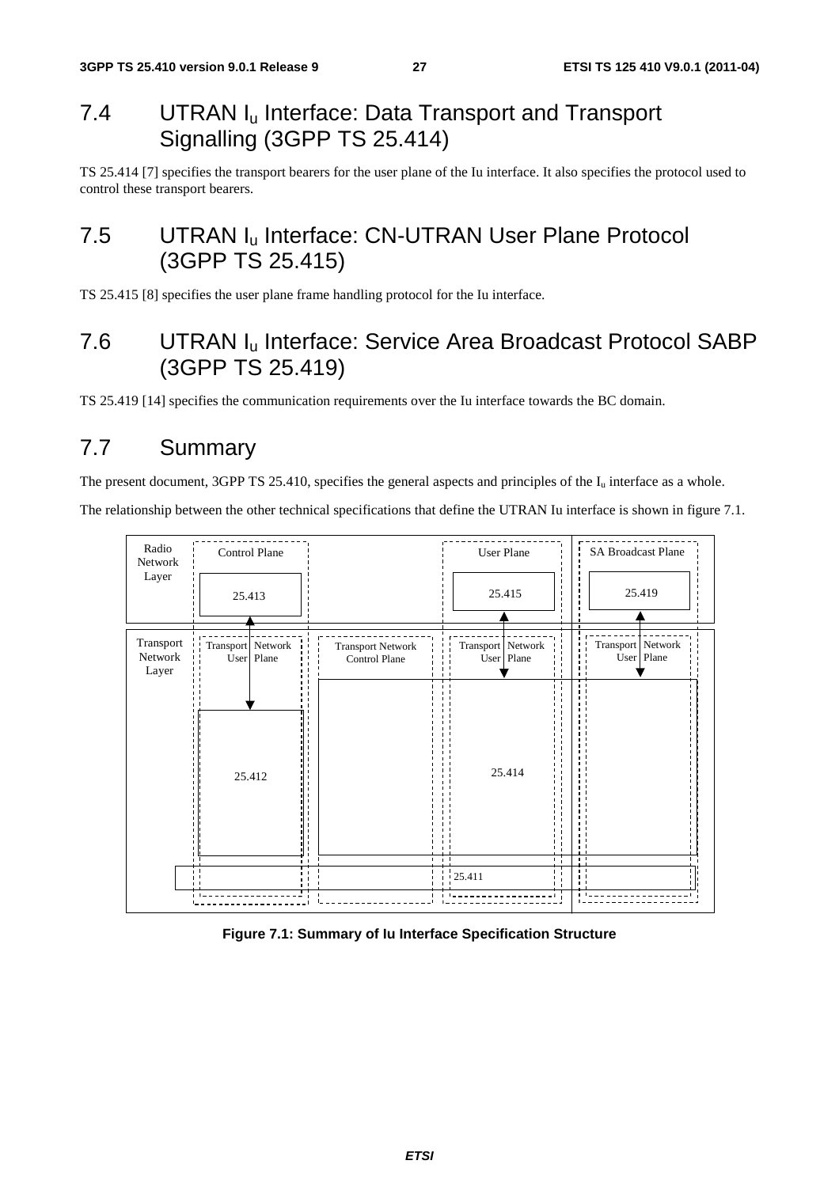## 7.4 UTRAN $I_u$ Interface: Data Transport and Transport Signalling (3GPP TS 25.414)

TS 25.414 [7] specifies the transport bearers for the user plane of the Iu interface. It also specifies the protocol used to control these transport bearers.

## 7.5 UTRAN $I_u$ Interface: CN-UTRAN User Plane Protocol (3GPP TS 25.415)

TS 25.415 [8] specifies the user plane frame handling protocol for the Iu interface.

## 7.6 UTRAN $I_u$ Interface: Service Area Broadcast Protocol SABP (3GPP TS 25.419)

TS 25.419 [14] specifies the communication requirements over the Iu interface towards the BC domain.

## 7.7 Summary

The present document, 3GPP TS 25.410, specifies the general aspects and principles of the $I_u$ interface as a whole.

The relationship between the other technical specifications that define the UTRAN Iu interface is shown in figure 7.1.

| | Control Plane | | User Plane | SA Broadcast Plane |
|---|---|---|---|---|
| Radio Network Layer | 25.413 | | 25.415 | 25.419 |
| Transport Network Layer | Transport Network User Plane | Transport Network Control Plane | Transport Network User Plane | Transport Network User Plane |
| | 25.412 | | 25.414 | |
| | 25.411 | | | |

**Figure 7.1: Summary of Iu Interface Specification Structure**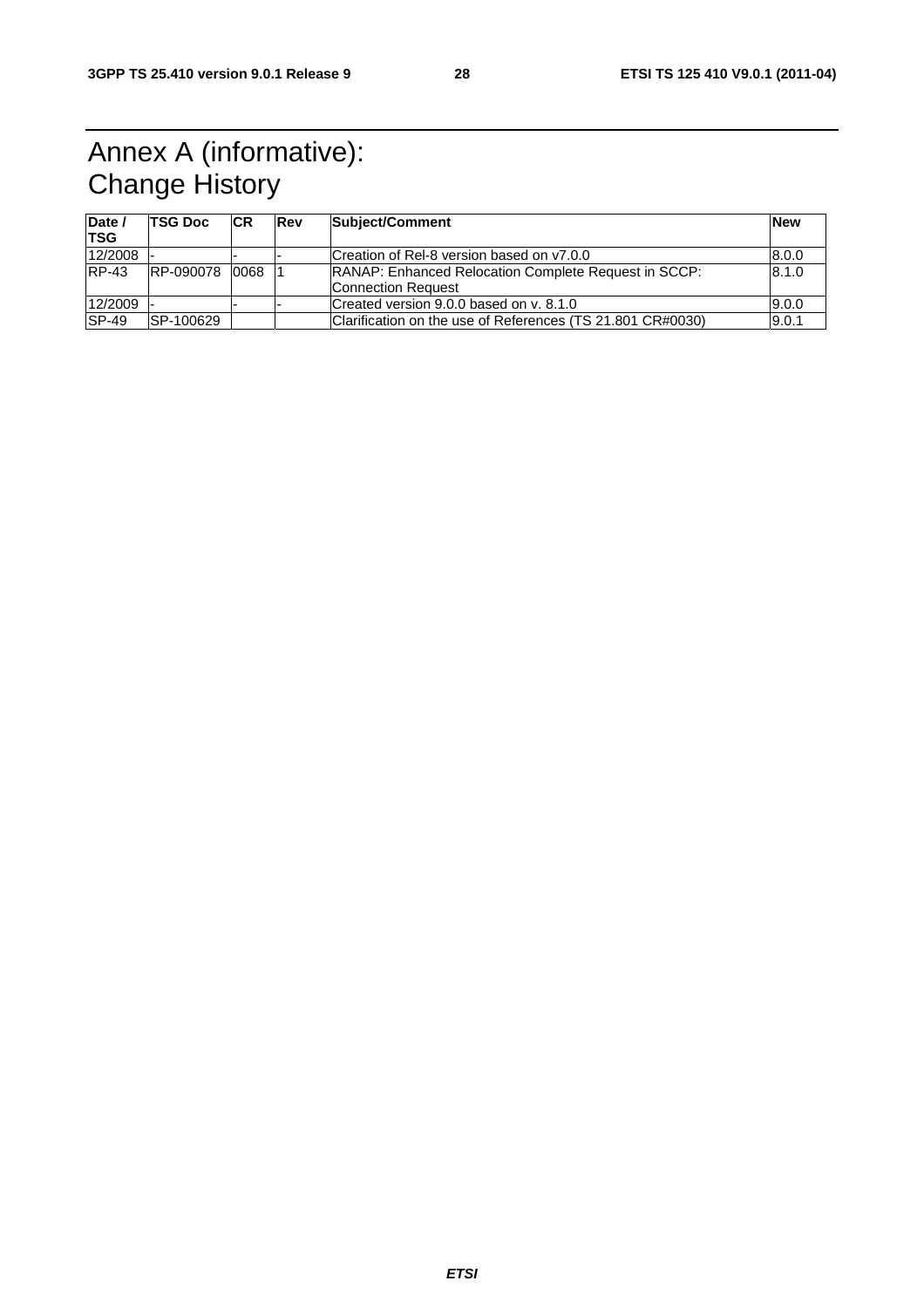# Annex A (informative): Change History

| Date / TSG | TSG Doc | CR | Rev | Subject/Comment | New |
|---|---|---|---|---|---|
| 12/2008 | - | - | - | Creation of Rel-8 version based on v7.0.0 | 8.0.0 |
| RP-43 | RP-090078 | 0068 | 1 | RANAP: Enhanced Relocation Complete Request in SCCP: Connection Request | 8.1.0 |
| 12/2009 | - | - | - | Created version 9.0.0 based on v. 8.1.0 | 9.0.0 |
| SP-49 | SP-100629 | | | Clarification on the use of References (TS 21.801 CR#0030) | 9.0.1 |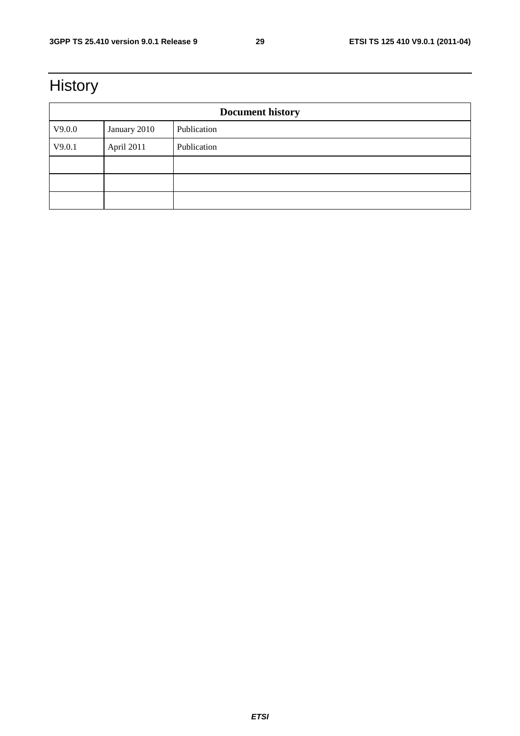# History

| Document history | | |
|---|---|---|
| V9.0.0 | January 2010 | Publication |
| V9.0.1 | April 2011 | Publication |
| | | |
| | | |
| | | |